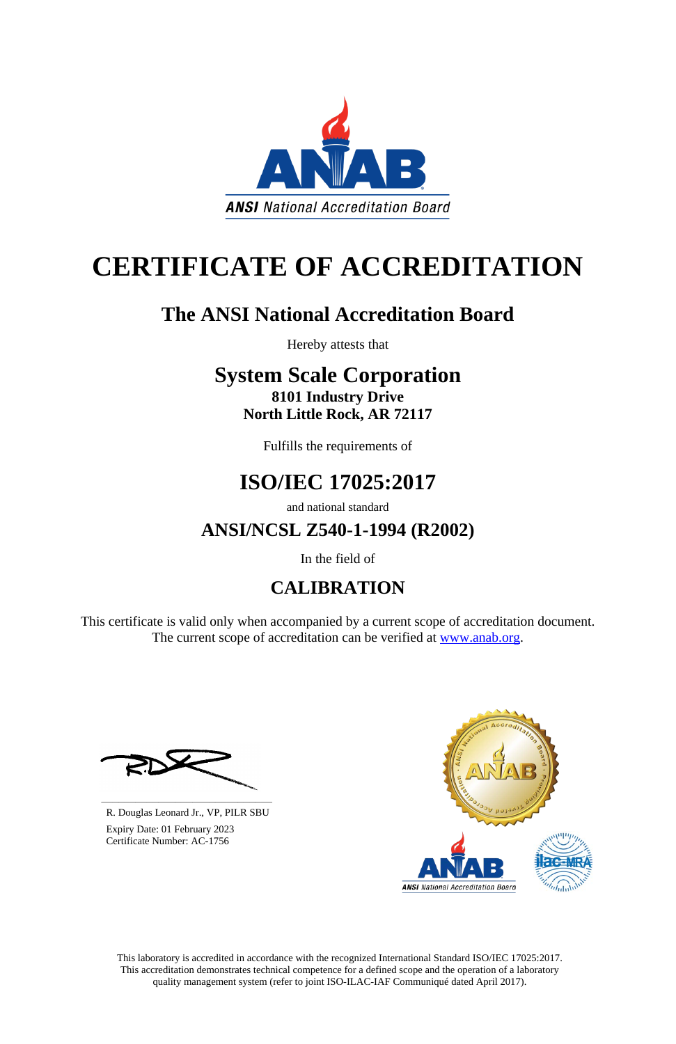ANSI National Accreditation Board

# CERTIFICATE OF ACCREDITATION

## The ANSI National Accreditation Board

Hereby attests that

## System Scale Corporation

**8101 Industry Drive**
**North Little Rock, AR 72117**

Fulfills the requirements of

## ISO/IEC 17025:2017

and national standard

### ANSI/NCSL Z540-1-1994 (R2002)

In the field of

## CALIBRATION

This certificate is valid only when accompanied by a current scope of accreditation document. The current scope of accreditation can be verified at www.anab.org.

R. Douglas Leonard Jr., VP, PILR SBU
Expiry Date: 01 February 2023
Certificate Number: AC-1756

This laboratory is accredited in accordance with the recognized International Standard ISO/IEC 17025:2017. This accreditation demonstrates technical competence for a defined scope and the operation of a laboratory quality management system (refer to joint ISO-ILAC-IAF Communiqué dated April 2017).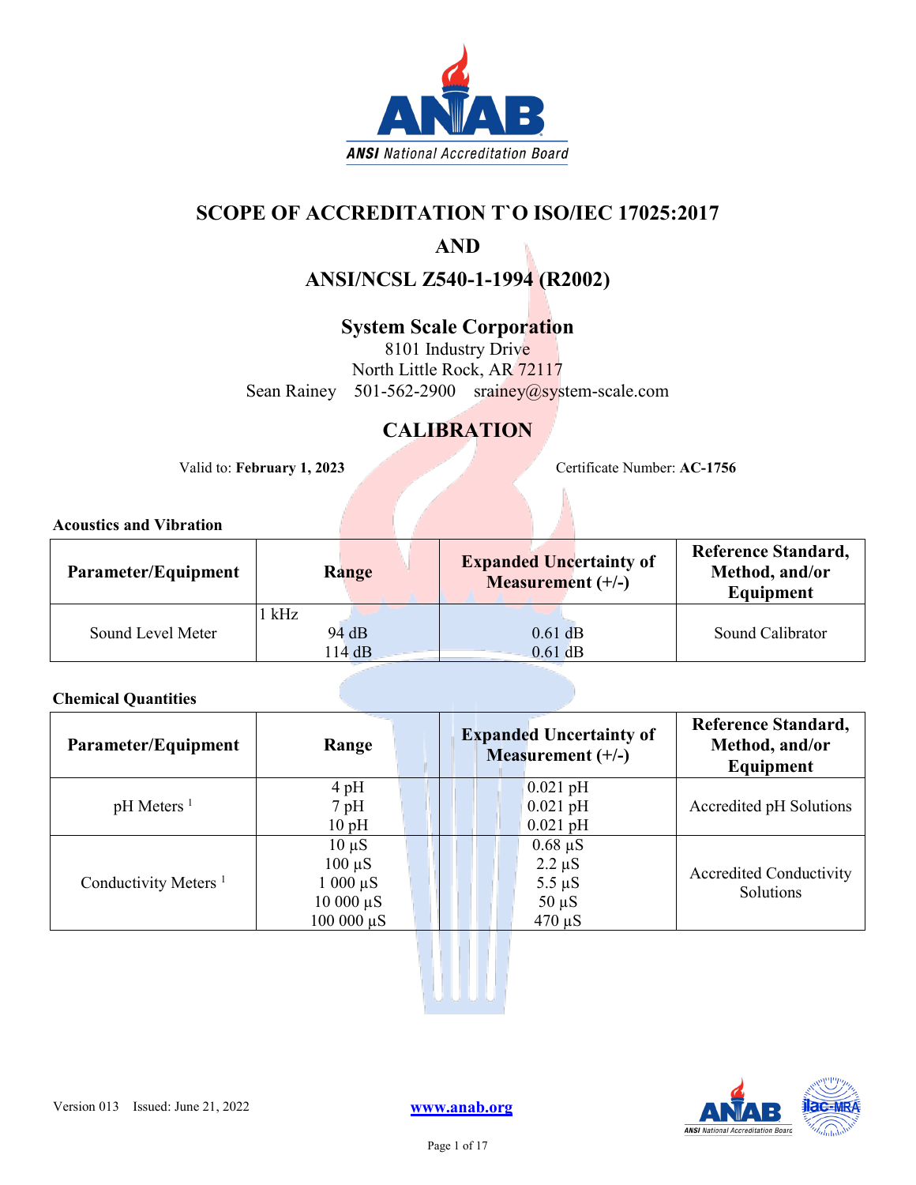# SCOPE OF ACCREDITATION T`O ISO/IEC 17025:2017

# AND

# ANSI/NCSL Z540-1-1994 (R2002)

## System Scale Corporation

8101 Industry Drive
North Little Rock, AR 72117
Sean Rainey 501-562-2900 srainey@system-scale.com

## CALIBRATION

Valid to: **February 1, 2023** Certificate Number: **AC-1756**

### Acoustics and Vibration

| Parameter/Equipment | Range | Expanded Uncertainty of Measurement (+/-) | Reference Standard, Method, and/or Equipment |
|---|---|---|---|
| Sound Level Meter | 1 kHz<br>94 dB<br>114 dB | <br>0.61 dB<br>0.61 dB | Sound Calibrator |

### Chemical Quantities

| Parameter/Equipment | Range | Expanded Uncertainty of Measurement (+/-) | Reference Standard, Method, and/or Equipment |
|---|---|---|---|
| pH Meters [1] | 4 pH<br>7 pH<br>10 pH | 0.021 pH<br>0.021 pH<br>0.021 pH | Accredited pH Solutions |
| Conductivity Meters [1] | 10 µS<br>100 µS<br>1 000 µS<br>10 000 µS<br>100 000 µS | 0.68 µS<br>2.2 µS<br>5.5 µS<br>50 µS<br>470 µS | Accredited Conductivity Solutions |

Version 013 Issued: June 21, 2022

www.anab.org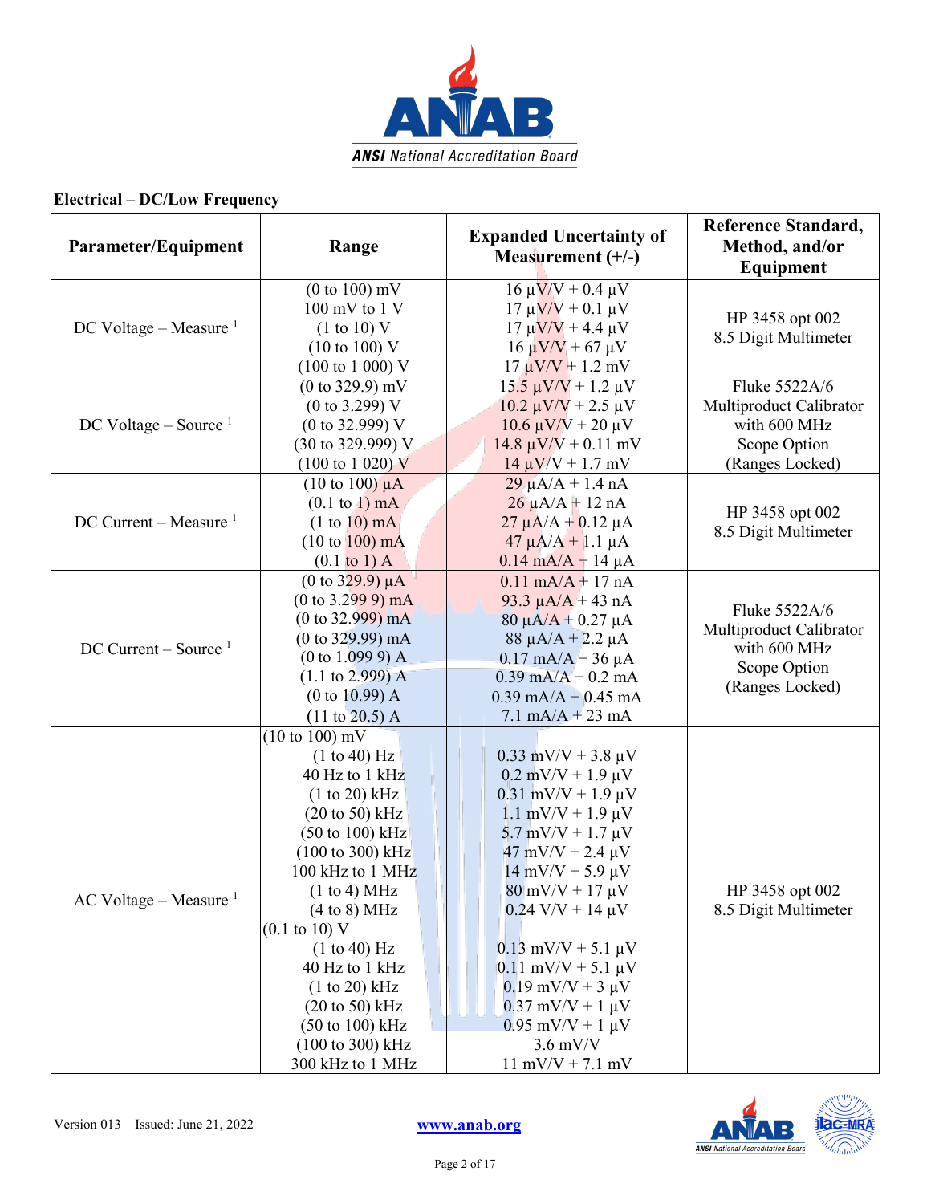**Electrical – DC/Low Frequency**

| Parameter/Equipment | Range | Expanded Uncertainty of Measurement (+/-) | Reference Standard, Method, and/or Equipment |
|---|---|---|---|
| DC Voltage – Measure [1] | (0 to 100) mV<br>100 mV to 1 V<br>(1 to 10) V<br>(10 to 100) V<br>(100 to 1 000) V | 16 µV/V + 0.4 µV<br>17 µV/V + 0.1 µV<br>17 µV/V + 4.4 µV<br>16 µV/V + 67 µV<br>17 µV/V + 1.2 mV | HP 3458 opt 002<br>8.5 Digit Multimeter |
| DC Voltage – Source [1] | (0 to 329.9) mV<br>(0 to 3.299) V<br>(0 to 32.999) V<br>(30 to 329.999) V<br>(100 to 1 020) V | 15.5 µV/V + 1.2 µV<br>10.2 µV/V + 2.5 µV<br>10.6 µV/V + 20 µV<br>14.8 µV/V + 0.11 mV<br>14 µV/V + 1.7 mV | Fluke 5522A/6<br>Multiproduct Calibrator<br>with 600 MHz<br>Scope Option<br>(Ranges Locked) |
| DC Current – Measure [1] | (10 to 100) µA<br>(0.1 to 1) mA<br>(1 to 10) mA<br>(10 to 100) mA<br>(0.1 to 1) A | 29 µA/A + 1.4 nA<br>26 µA/A + 12 nA<br>27 µA/A + 0.12 µA<br>47 µA/A + 1.1 µA<br>0.14 mA/A + 14 µA | HP 3458 opt 002<br>8.5 Digit Multimeter |
| DC Current – Source [1] | (0 to 329.9) µA<br>(0 to 3.299 9) mA<br>(0 to 32.999) mA<br>(0 to 329.99) mA<br>(0 to 1.099 9) A<br>(1.1 to 2.999) A<br>(0 to 10.99) A<br>(11 to 20.5) A | 0.11 mA/A + 17 nA<br>93.3 µA/A + 43 nA<br>80 µA/A + 0.27 µA<br>88 µA/A + 2.2 µA<br>0.17 mA/A + 36 µA<br>0.39 mA/A + 0.2 mA<br>0.39 mA/A + 0.45 mA<br>7.1 mA/A + 23 mA | Fluke 5522A/6<br>Multiproduct Calibrator<br>with 600 MHz<br>Scope Option<br>(Ranges Locked) |
| AC Voltage – Measure [1] | (10 to 100) mV<br>(1 to 40) Hz<br>40 Hz to 1 kHz<br>(1 to 20) kHz<br>(20 to 50) kHz<br>(50 to 100) kHz<br>(100 to 300) kHz<br>100 kHz to 1 MHz<br>(1 to 4) MHz<br>(4 to 8) MHz<br>(0.1 to 10) V<br>(1 to 40) Hz<br>40 Hz to 1 kHz<br>(1 to 20) kHz<br>(20 to 50) kHz<br>(50 to 100) kHz<br>(100 to 300) kHz<br>300 kHz to 1 MHz | <br>0.33 mV/V + 3.8 µV<br>0.2 mV/V + 1.9 µV<br>0.31 mV/V + 1.9 µV<br>1.1 mV/V + 1.9 µV<br>5.7 mV/V + 1.7 µV<br>47 mV/V + 2.4 µV<br>14 mV/V + 5.9 µV<br>80 mV/V + 17 µV<br>0.24 V/V + 14 µV<br><br>0.13 mV/V + 5.1 µV<br>0.11 mV/V + 5.1 µV<br>0.19 mV/V + 3 µV<br>0.37 mV/V + 1 µV<br>0.95 mV/V + 1 µV<br>3.6 mV/V<br>11 mV/V + 7.1 mV | HP 3458 opt 002<br>8.5 Digit Multimeter |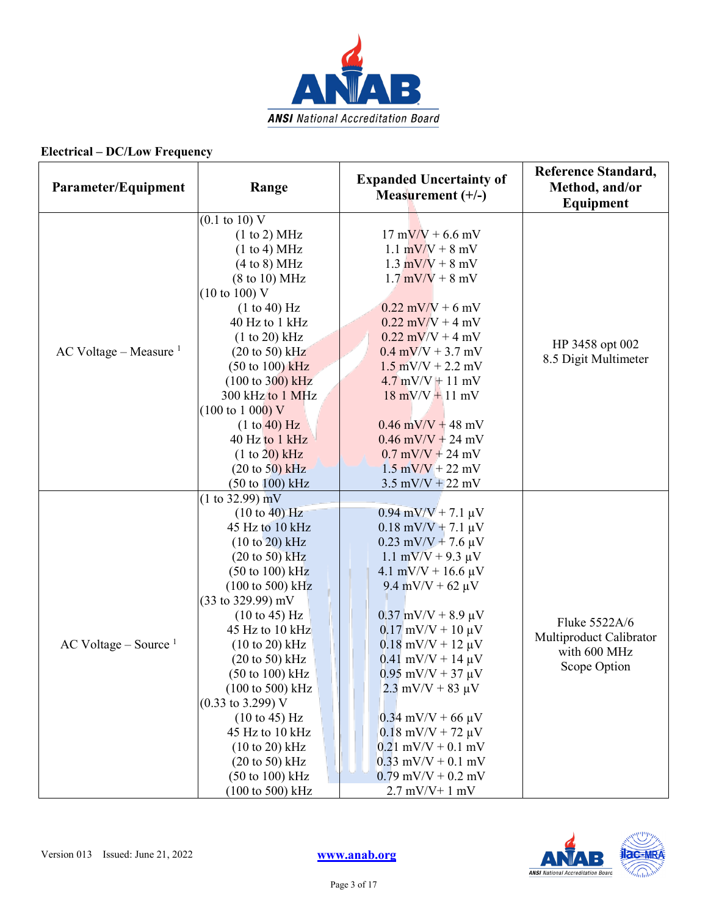**Electrical – DC/Low Frequency**

| Parameter/Equipment | Range | Expanded Uncertainty of Measurement (+/-) | Reference Standard, Method, and/or Equipment |
|---|---|---|---|
| AC Voltage – Measure [1] | (0.1 to 10) V | | HP 3458 opt 002 8.5 Digit Multimeter |
| | (1 to 2) MHz | 17 mV/V + 6.6 mV | |
| | (1 to 4) MHz | 1.1 mV/V + 8 mV | |
| | (4 to 8) MHz | 1.3 mV/V + 8 mV | |
| | (8 to 10) MHz | 1.7 mV/V + 8 mV | |
| | (10 to 100) V | | |
| | (1 to 40) Hz | 0.22 mV/V + 6 mV | |
| | 40 Hz to 1 kHz | 0.22 mV/V + 4 mV | |
| | (1 to 20) kHz | 0.22 mV/V + 4 mV | |
| | (20 to 50) kHz | 0.4 mV/V + 3.7 mV | |
| | (50 to 100) kHz | 1.5 mV/V + 2.2 mV | |
| | (100 to 300) kHz | 4.7 mV/V + 11 mV | |
| | 300 kHz to 1 MHz | 18 mV/V + 11 mV | |
| | (100 to 1 000) V | | |
| | (1 to 40) Hz | 0.46 mV/V + 48 mV | |
| | 40 Hz to 1 kHz | 0.46 mV/V + 24 mV | |
| | (1 to 20) kHz | 0.7 mV/V + 24 mV | |
| | (20 to 50) kHz | 1.5 mV/V + 22 mV | |
| | (50 to 100) kHz | 3.5 mV/V + 22 mV | |
| AC Voltage – Source [1] | (1 to 32.99) mV | | Fluke 5522A/6 Multiproduct Calibrator with 600 MHz Scope Option |
| | (10 to 40) Hz | 0.94 mV/V + 7.1 µV | |
| | 45 Hz to 10 kHz | 0.18 mV/V + 7.1 µV | |
| | (10 to 20) kHz | 0.23 mV/V + 7.6 µV | |
| | (20 to 50) kHz | 1.1 mV/V + 9.3 µV | |
| | (50 to 100) kHz | 4.1 mV/V + 16.6 µV | |
| | (100 to 500) kHz | 9.4 mV/V + 62 µV | |
| | (33 to 329.99) mV | | |
| | (10 to 45) Hz | 0.37 mV/V + 8.9 µV | |
| | 45 Hz to 10 kHz | 0.17 mV/V + 10 µV | |
| | (10 to 20) kHz | 0.18 mV/V + 12 µV | |
| | (20 to 50) kHz | 0.41 mV/V + 14 µV | |
| | (50 to 100) kHz | 0.95 mV/V + 37 µV | |
| | (100 to 500) kHz | 2.3 mV/V + 83 µV | |
| | (0.33 to 3.299) V | | |
| | (10 to 45) Hz | 0.34 mV/V + 66 µV | |
| | 45 Hz to 10 kHz | 0.18 mV/V + 72 µV | |
| | (10 to 20) kHz | 0.21 mV/V + 0.1 mV | |
| | (20 to 50) kHz | 0.33 mV/V + 0.1 mV | |
| | (50 to 100) kHz | 0.79 mV/V + 0.2 mV | |
| | (100 to 500) kHz | 2.7 mV/V+ 1 mV | |

Version 013 Issued: June 21, 2022

www.anab.org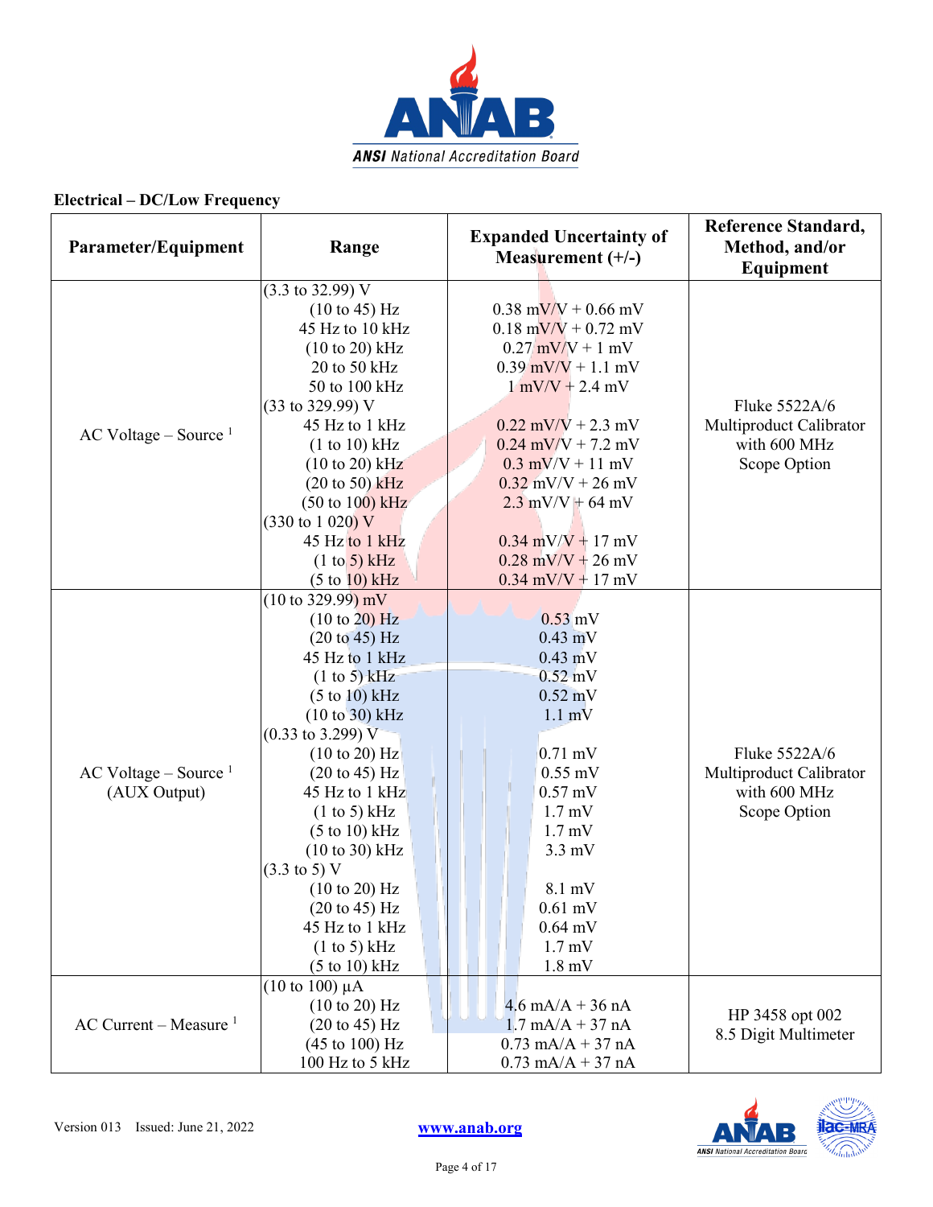## Electrical – DC/Low Frequency

| Parameter/Equipment | Range | Expanded Uncertainty of Measurement (+/-) | Reference Standard, Method, and/or Equipment |
|---|---|---|---|
| AC Voltage – Source [1] | (3.3 to 32.99) V | | Fluke 5522A/6 Multiproduct Calibrator with 600 MHz Scope Option |
| | (10 to 45) Hz | 0.38 mV/V + 0.66 mV | |
| | 45 Hz to 10 kHz | 0.18 mV/V + 0.72 mV | |
| | (10 to 20) kHz | 0.27 mV/V + 1 mV | |
| | 20 to 50 kHz | 0.39 mV/V + 1.1 mV | |
| | 50 to 100 kHz | 1 mV/V + 2.4 mV | |
| | (33 to 329.99) V | | |
| | 45 Hz to 1 kHz | 0.22 mV/V + 2.3 mV | |
| | (1 to 10) kHz | 0.24 mV/V + 7.2 mV | |
| | (10 to 20) kHz | 0.3 mV/V + 11 mV | |
| | (20 to 50) kHz | 0.32 mV/V + 26 mV | |
| | (50 to 100) kHz | 2.3 mV/V + 64 mV | |
| | (330 to 1 020) V | | |
| | 45 Hz to 1 kHz | 0.34 mV/V + 17 mV | |
| | (1 to 5) kHz | 0.28 mV/V + 26 mV | |
| | (5 to 10) kHz | 0.34 mV/V + 17 mV | |
| AC Voltage – Source [1] (AUX Output) | (10 to 329.99) mV | | Fluke 5522A/6 Multiproduct Calibrator with 600 MHz Scope Option |
| | (10 to 20) Hz | 0.53 mV | |
| | (20 to 45) Hz | 0.43 mV | |
| | 45 Hz to 1 kHz | 0.43 mV | |
| | (1 to 5) kHz | 0.52 mV | |
| | (5 to 10) kHz | 0.52 mV | |
| | (10 to 30) kHz | 1.1 mV | |
| | (0.33 to 3.299) V | | |
| | (10 to 20) Hz | 0.71 mV | |
| | (20 to 45) Hz | 0.55 mV | |
| | 45 Hz to 1 kHz | 0.57 mV | |
| | (1 to 5) kHz | 1.7 mV | |
| | (5 to 10) kHz | 1.7 mV | |
| | (10 to 30) kHz | 3.3 mV | |
| | (3.3 to 5) V | | |
| | (10 to 20) Hz | 8.1 mV | |
| | (20 to 45) Hz | 0.61 mV | |
| | 45 Hz to 1 kHz | 0.64 mV | |
| | (1 to 5) kHz | 1.7 mV | |
| | (5 to 10) kHz | 1.8 mV | |
| AC Current – Measure [1] | (10 to 100) µA | | HP 3458 opt 002 8.5 Digit Multimeter |
| | (10 to 20) Hz | 4.6 mA/A + 36 nA | |
| | (20 to 45) Hz | 1.7 mA/A + 37 nA | |
| | (45 to 100) Hz | 0.73 mA/A + 37 nA | |
| | 100 Hz to 5 kHz | 0.73 mA/A + 37 nA | |

Version 013 Issued: June 21, 2022

www.anab.org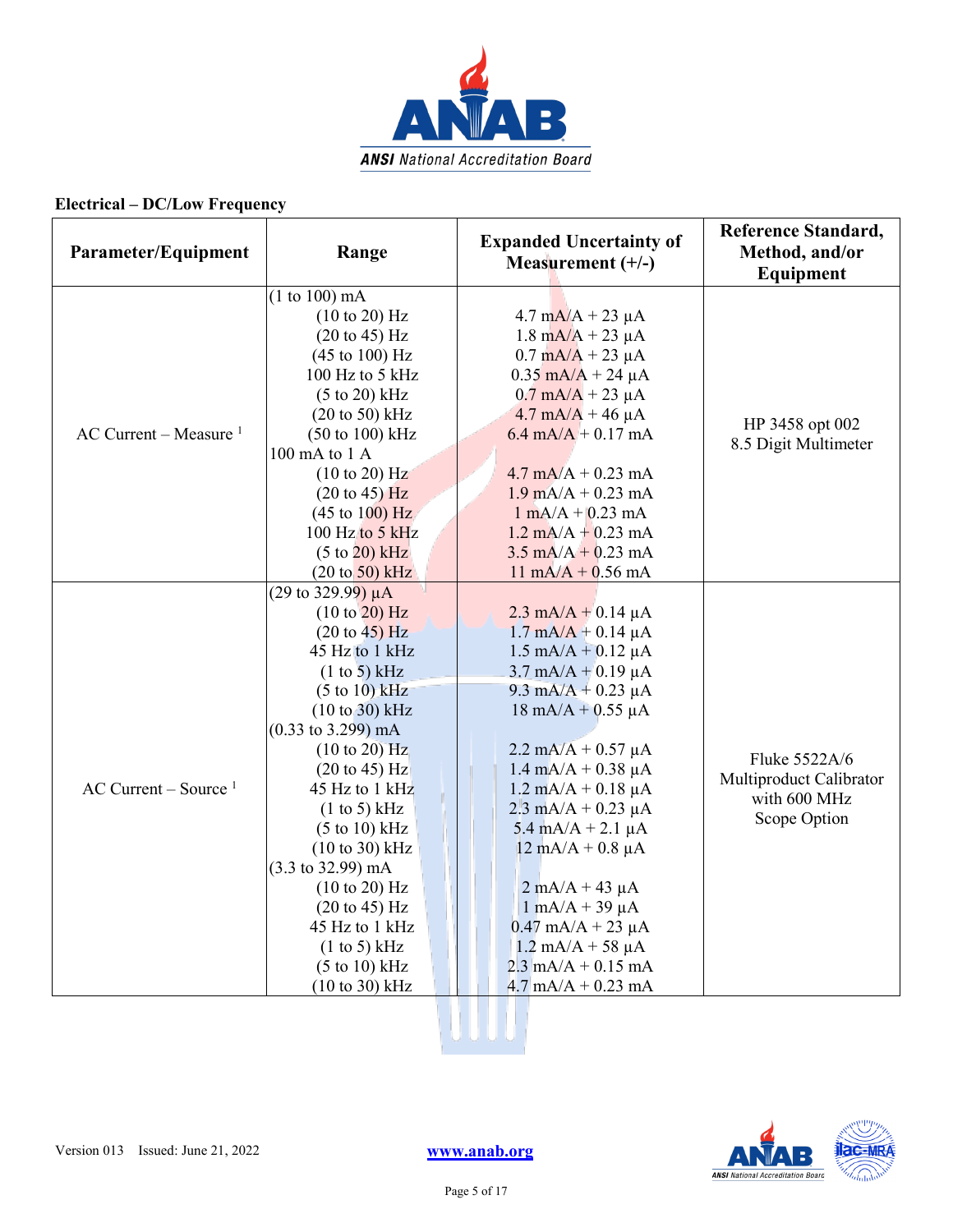**Electrical – DC/Low Frequency**

| Parameter/Equipment | Range | Expanded Uncertainty of Measurement (+/-) | Reference Standard, Method, and/or Equipment |
|---|---|---|---|
| AC Current – Measure [1] | (1 to 100) mA | | HP 3458 opt 002 8.5 Digit Multimeter |
| | (10 to 20) Hz | 4.7 mA/A + 23 µA | |
| | (20 to 45) Hz | 1.8 mA/A + 23 µA | |
| | (45 to 100) Hz | 0.7 mA/A + 23 µA | |
| | 100 Hz to 5 kHz | 0.35 mA/A + 24 µA | |
| | (5 to 20) kHz | 0.7 mA/A + 23 µA | |
| | (20 to 50) kHz | 4.7 mA/A + 46 µA | |
| | (50 to 100) kHz | 6.4 mA/A + 0.17 mA | |
| | 100 mA to 1 A | | |
| | (10 to 20) Hz | 4.7 mA/A + 0.23 mA | |
| | (20 to 45) Hz | 1.9 mA/A + 0.23 mA | |
| | (45 to 100) Hz | 1 mA/A + 0.23 mA | |
| | 100 Hz to 5 kHz | 1.2 mA/A + 0.23 mA | |
| | (5 to 20) kHz | 3.5 mA/A + 0.23 mA | |
| | (20 to 50) kHz | 11 mA/A + 0.56 mA | |
| AC Current – Source [1] | (29 to 329.99) µA | | Fluke 5522A/6 Multiproduct Calibrator with 600 MHz Scope Option |
| | (10 to 20) Hz | 2.3 mA/A + 0.14 µA | |
| | (20 to 45) Hz | 1.7 mA/A + 0.14 µA | |
| | 45 Hz to 1 kHz | 1.5 mA/A + 0.12 µA | |
| | (1 to 5) kHz | 3.7 mA/A + 0.19 µA | |
| | (5 to 10) kHz | 9.3 mA/A + 0.23 µA | |
| | (10 to 30) kHz | 18 mA/A + 0.55 µA | |
| | (0.33 to 3.299) mA | | |
| | (10 to 20) Hz | 2.2 mA/A + 0.57 µA | |
| | (20 to 45) Hz | 1.4 mA/A + 0.38 µA | |
| | 45 Hz to 1 kHz | 1.2 mA/A + 0.18 µA | |
| | (1 to 5) kHz | 2.3 mA/A + 0.23 µA | |
| | (5 to 10) kHz | 5.4 mA/A + 2.1 µA | |
| | (10 to 30) kHz | 12 mA/A + 0.8 µA | |
| | (3.3 to 32.99) mA | | |
| | (10 to 20) Hz | 2 mA/A + 43 µA | |
| | (20 to 45) Hz | 1 mA/A + 39 µA | |
| | 45 Hz to 1 kHz | 0.47 mA/A + 23 µA | |
| | (1 to 5) kHz | 1.2 mA/A + 58 µA | |
| | (5 to 10) kHz | 2.3 mA/A + 0.15 mA | |
| | (10 to 30) kHz | 4.7 mA/A + 0.23 mA | |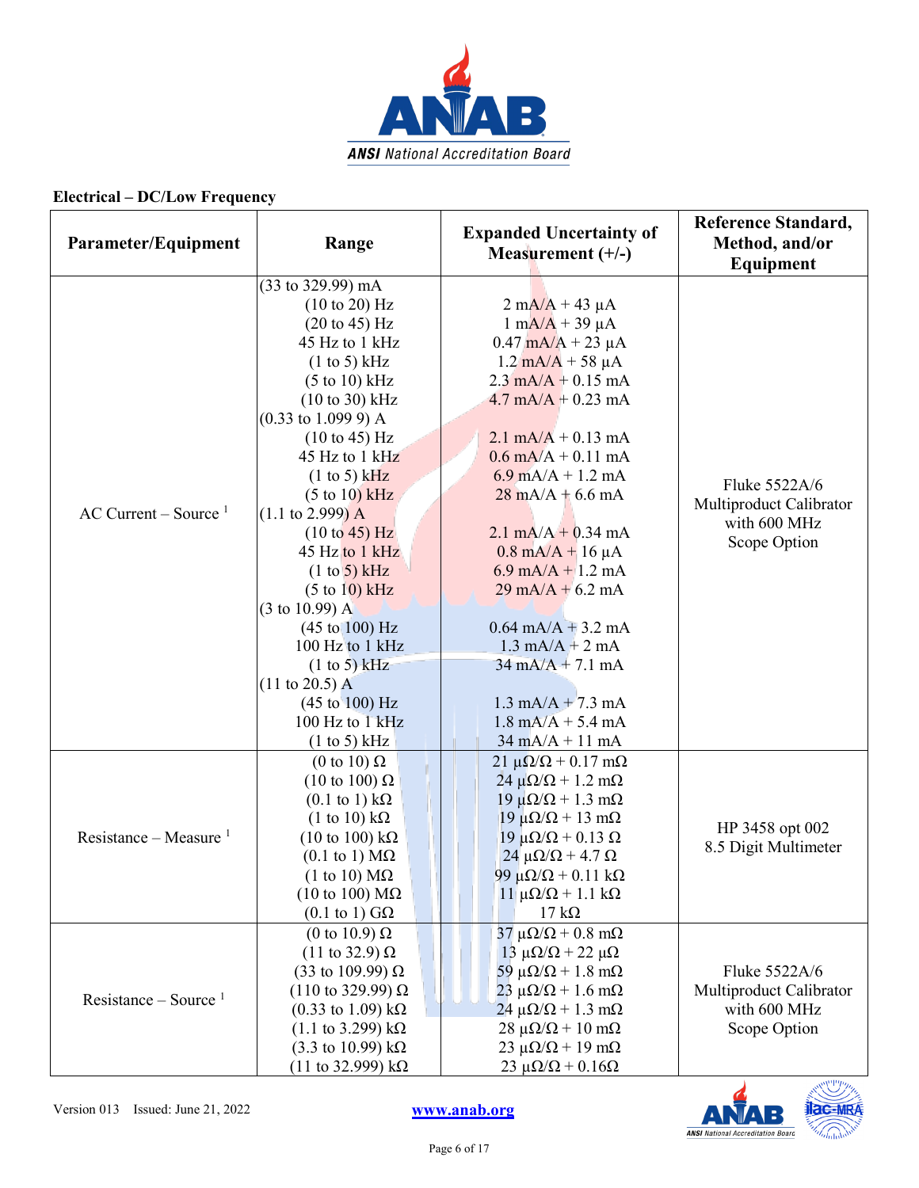**Electrical – DC/Low Frequency**

| Parameter/Equipment | Range | Expanded Uncertainty of Measurement (+/-) | Reference Standard, Method, and/or Equipment |
|---|---|---|---|
| AC Current – Source [1] | (33 to 329.99) mA | | Fluke 5522A/6 Multiproduct Calibrator with 600 MHz Scope Option |
| | (10 to 20) Hz | 2 mA/A + 43 µA | |
| | (20 to 45) Hz | 1 mA/A + 39 µA | |
| | 45 Hz to 1 kHz | 0.47 mA/A + 23 µA | |
| | (1 to 5) kHz | 1.2 mA/A + 58 µA | |
| | (5 to 10) kHz | 2.3 mA/A + 0.15 mA | |
| | (10 to 30) kHz | 4.7 mA/A + 0.23 mA | |
| | (0.33 to 1.099 9) A | | |
| | (10 to 45) Hz | 2.1 mA/A + 0.13 mA | |
| | 45 Hz to 1 kHz | 0.6 mA/A + 0.11 mA | |
| | (1 to 5) kHz | 6.9 mA/A + 1.2 mA | |
| | (5 to 10) kHz | 28 mA/A + 6.6 mA | |
| | (1.1 to 2.999) A | | |
| | (10 to 45) Hz | 2.1 mA/A + 0.34 mA | |
| | 45 Hz to 1 kHz | 0.8 mA/A + 16 µA | |
| | (1 to 5) kHz | 6.9 mA/A + 1.2 mA | |
| | (5 to 10) kHz | 29 mA/A + 6.2 mA | |
| | (3 to 10.99) A | | |
| | (45 to 100) Hz | 0.64 mA/A + 3.2 mA | |
| | 100 Hz to 1 kHz | 1.3 mA/A + 2 mA | |
| | (1 to 5) kHz | 34 mA/A + 7.1 mA | |
| | (11 to 20.5) A | | |
| | (45 to 100) Hz | 1.3 mA/A + 7.3 mA | |
| | 100 Hz to 1 kHz | 1.8 mA/A + 5.4 mA | |
| | (1 to 5) kHz | 34 mA/A + 11 mA | |
| Resistance – Measure [1] | (0 to 10) Ω | 21 µΩ/Ω + 0.17 mΩ | HP 3458 opt 002 8.5 Digit Multimeter |
| | (10 to 100) Ω | 24 µΩ/Ω + 1.2 mΩ | |
| | (0.1 to 1) kΩ | 19 µΩ/Ω + 1.3 mΩ | |
| | (1 to 10) kΩ | 19 µΩ/Ω + 13 mΩ | |
| | (10 to 100) kΩ | 19 µΩ/Ω + 0.13 Ω | |
| | (0.1 to 1) MΩ | 24 µΩ/Ω + 4.7 Ω | |
| | (1 to 10) MΩ | 99 µΩ/Ω + 0.11 kΩ | |
| | (10 to 100) MΩ | 11 µΩ/Ω + 1.1 kΩ | |
| | (0.1 to 1) GΩ | 17 kΩ | |
| Resistance – Source [1] | (0 to 10.9) Ω | 37 µΩ/Ω + 0.8 mΩ | Fluke 5522A/6 Multiproduct Calibrator with 600 MHz Scope Option |
| | (11 to 32.9) Ω | 13 µΩ/Ω + 22 µΩ | |
| | (33 to 109.99) Ω | 59 µΩ/Ω + 1.8 mΩ | |
| | (110 to 329.99) Ω | 23 µΩ/Ω + 1.6 mΩ | |
| | (0.33 to 1.09) kΩ | 24 µΩ/Ω + 1.3 mΩ | |
| | (1.1 to 3.299) kΩ | 28 µΩ/Ω + 10 mΩ | |
| | (3.3 to 10.99) kΩ | 23 µΩ/Ω + 19 mΩ | |
| | (11 to 32.999) kΩ | 23 µΩ/Ω + 0.16Ω | |

Version 013 Issued: June 21, 2022

www.anab.org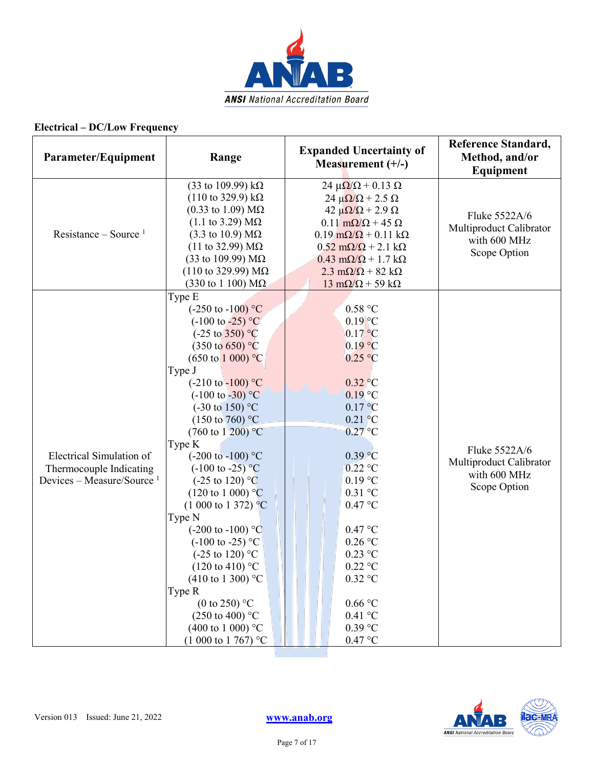**Electrical – DC/Low Frequency**

| Parameter/Equipment | Range | Expanded Uncertainty of Measurement (+/-) | Reference Standard, Method, and/or Equipment |
|---|---|---|---|
| Resistance – Source [1] | (33 to 109.99) kΩ<br>(110 to 329.9) kΩ<br>(0.33 to 1.09) MΩ<br>(1.1 to 3.29) MΩ<br>(3.3 to 10.9) MΩ<br>(11 to 32.99) MΩ<br>(33 to 109.99) MΩ<br>(110 to 329.99) MΩ<br>(330 to 1 100) MΩ | 24 µΩ/Ω + 0.13 Ω<br>24 µΩ/Ω + 2.5 Ω<br>42 µΩ/Ω + 2.9 Ω<br>0.11 mΩ/Ω + 45 Ω<br>0.19 mΩ/Ω + 0.11 kΩ<br>0.52 mΩ/Ω + 2.1 kΩ<br>0.43 mΩ/Ω + 1.7 kΩ<br>2.3 mΩ/Ω + 82 kΩ<br>13 mΩ/Ω + 59 kΩ | Fluke 5522A/6 Multiproduct Calibrator with 600 MHz Scope Option |
| Electrical Simulation of Thermocouple Indicating Devices – Measure/Source [1] | Type E<br>(-250 to -100) °C<br>(-100 to -25) °C<br>(-25 to 350) °C<br>(350 to 650) °C<br>(650 to 1 000) °C<br>Type J<br>(-210 to -100) °C<br>(-100 to -30) °C<br>(-30 to 150) °C<br>(150 to 760) °C<br>(760 to 1 200) °C<br>Type K<br>(-200 to -100) °C<br>(-100 to -25) °C<br>(-25 to 120) °C<br>(120 to 1 000) °C<br>(1 000 to 1 372) °C<br>Type N<br>(-200 to -100) °C<br>(-100 to -25) °C<br>(-25 to 120) °C<br>(120 to 410) °C<br>(410 to 1 300) °C<br>Type R<br>(0 to 250) °C<br>(250 to 400) °C<br>(400 to 1 000) °C<br>(1 000 to 1 767) °C | <br>0.58 °C<br>0.19 °C<br>0.17 °C<br>0.19 °C<br>0.25 °C<br><br>0.32 °C<br>0.19 °C<br>0.17 °C<br>0.21 °C<br>0.27 °C<br><br>0.39 °C<br>0.22 °C<br>0.19 °C<br>0.31 °C<br>0.47 °C<br><br>0.47 °C<br>0.26 °C<br>0.23 °C<br>0.22 °C<br>0.32 °C<br><br>0.66 °C<br>0.41 °C<br>0.39 °C<br>0.47 °C | Fluke 5522A/6 Multiproduct Calibrator with 600 MHz Scope Option |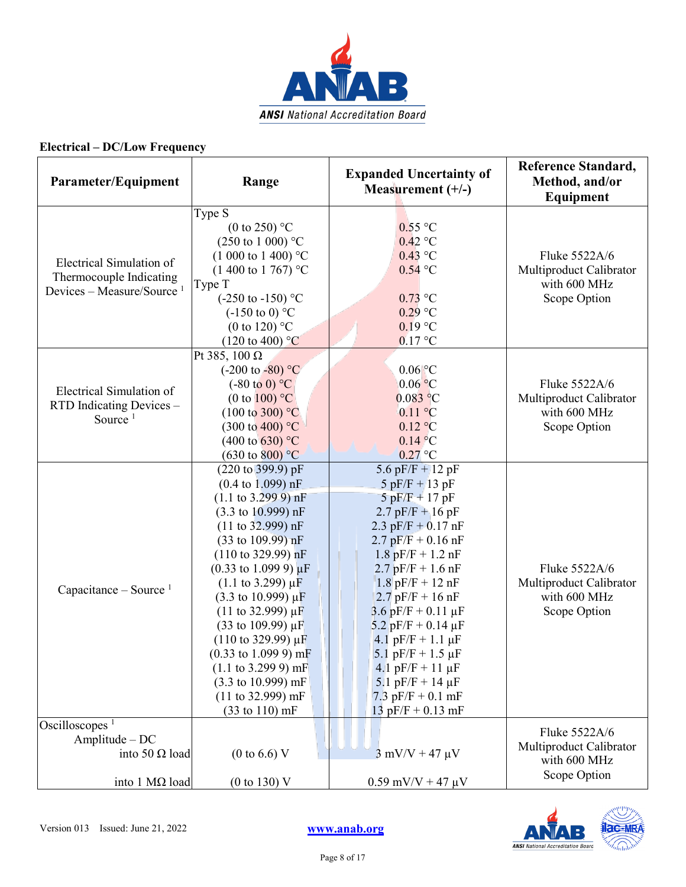**Electrical – DC/Low Frequency**

| Parameter/Equipment | Range | Expanded Uncertainty of Measurement (+/-) | Reference Standard, Method, and/or Equipment |
|---|---|---|---|
| Electrical Simulation of Thermocouple Indicating Devices – Measure/Source [1] | Type S<br>(0 to 250) °C<br>(250 to 1 000) °C<br>(1 000 to 1 400) °C<br>(1 400 to 1 767) °C<br>Type T<br>(-250 to -150) °C<br>(-150 to 0) °C<br>(0 to 120) °C<br>(120 to 400) °C | <br>0.55 °C<br>0.42 °C<br>0.43 °C<br>0.54 °C<br><br>0.73 °C<br>0.29 °C<br>0.19 °C<br>0.17 °C | Fluke 5522A/6 Multiproduct Calibrator with 600 MHz Scope Option |
| Electrical Simulation of RTD Indicating Devices – Source [1] | Pt 385, 100 Ω<br>(-200 to -80) °C<br>(-80 to 0) °C<br>(0 to 100) °C<br>(100 to 300) °C<br>(300 to 400) °C<br>(400 to 630) °C<br>(630 to 800) °C | <br>0.06 °C<br>0.06 °C<br>0.083 °C<br>0.11 °C<br>0.12 °C<br>0.14 °C<br>0.27 °C | Fluke 5522A/6 Multiproduct Calibrator with 600 MHz Scope Option |
| Capacitance – Source [1] | (220 to 399.9) pF<br>(0.4 to 1.099) nF<br>(1.1 to 3.299 9) nF<br>(3.3 to 10.999) nF<br>(11 to 32.999) nF<br>(33 to 109.99) nF<br>(110 to 329.99) nF<br>(0.33 to 1.099 9) µF<br>(1.1 to 3.299) µF<br>(3.3 to 10.999) µF<br>(11 to 32.999) µF<br>(33 to 109.99) µF<br>(110 to 329.99) µF<br>(0.33 to 1.099 9) mF<br>(1.1 to 3.299 9) mF<br>(3.3 to 10.999) mF<br>(11 to 32.999) mF<br>(33 to 110) mF | 5.6 pF/F + 12 pF<br>5 pF/F + 13 pF<br>5 pF/F + 17 pF<br>2.7 pF/F + 16 pF<br>2.3 pF/F + 0.17 nF<br>2.7 pF/F + 0.16 nF<br>1.8 pF/F + 1.2 nF<br>2.7 pF/F + 1.6 nF<br>1.8 pF/F + 12 nF<br>2.7 pF/F + 16 nF<br>3.6 pF/F + 0.11 µF<br>5.2 pF/F + 0.14 µF<br>4.1 pF/F + 1.1 µF<br>5.1 pF/F + 1.5 µF<br>4.1 pF/F + 11 µF<br>5.1 pF/F + 14 µF<br>7.3 pF/F + 0.1 mF<br>13 pF/F + 0.13 mF | Fluke 5522A/6 Multiproduct Calibrator with 600 MHz Scope Option |
| Oscilloscopes [1]<br>Amplitude – DC<br>into 50 Ω load<br><br>into 1 MΩ load | <br><br>(0 to 6.6) V<br><br>(0 to 130) V | <br><br>3 mV/V + 47 µV<br><br>0.59 mV/V + 47 µV | Fluke 5522A/6 Multiproduct Calibrator with 600 MHz Scope Option |

Version 013 Issued: June 21, 2022

www.anab.org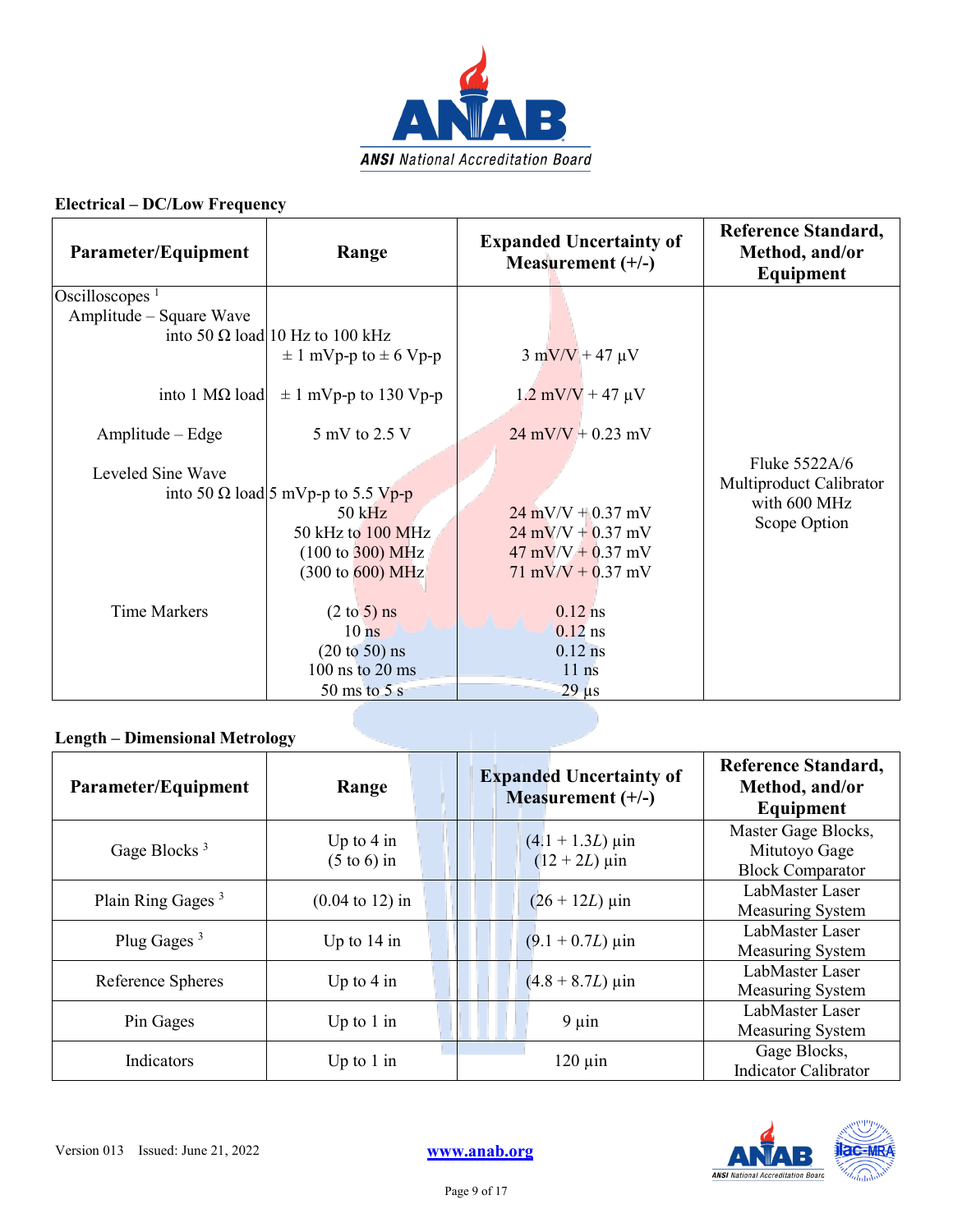### Electrical – DC/Low Frequency

| Parameter/Equipment | Range | Expanded Uncertainty of Measurement (+/-) | Reference Standard, Method, and/or Equipment |
|---|---|---|---|
| Oscilloscopes [1] | | | Fluke 5522A/6 Multiproduct Calibrator with 600 MHz Scope Option |
| Amplitude – Square Wave | | | |
| into 50 Ω load | 10 Hz to 100 kHz | | |
| | ± 1 mVp-p to ± 6 Vp-p | 3 mV/V + 47 µV | |
| into 1 MΩ load | ± 1 mVp-p to 130 Vp-p | 1.2 mV/V + 47 µV | |
| Amplitude – Edge | 5 mV to 2.5 V | 24 mV/V + 0.23 mV | |
| Leveled Sine Wave | | | |
| into 50 Ω load | 5 mVp-p to 5.5 Vp-p | | |
| | 50 kHz | 24 mV/V + 0.37 mV | |
| | 50 kHz to 100 MHz | 24 mV/V + 0.37 mV | |
| | (100 to 300) MHz | 47 mV/V + 0.37 mV | |
| | (300 to 600) MHz | 71 mV/V + 0.37 mV | |
| Time Markers | (2 to 5) ns | 0.12 ns | |
| | 10 ns | 0.12 ns | |
| | (20 to 50) ns | 0.12 ns | |
| | 100 ns to 20 ms | 11 ns | |
| | 50 ms to 5 s | 29 µs | |

### Length – Dimensional Metrology

| Parameter/Equipment | Range | Expanded Uncertainty of Measurement (+/-) | Reference Standard, Method, and/or Equipment |
|---|---|---|---|
| Gage Blocks [3] | Up to 4 in<br>(5 to 6) in | (4.1 + 1.3*L*) µin<br>(12 + 2*L*) µin | Master Gage Blocks, Mitutoyo Gage Block Comparator |
| Plain Ring Gages [3] | (0.04 to 12) in | (26 + 12*L*) µin | LabMaster Laser Measuring System |
| Plug Gages [3] | Up to 14 in | (9.1 + 0.7*L*) µin | LabMaster Laser Measuring System |
| Reference Spheres | Up to 4 in | (4.8 + 8.7*L*) µin | LabMaster Laser Measuring System |
| Pin Gages | Up to 1 in | 9 µin | LabMaster Laser Measuring System |
| Indicators | Up to 1 in | 120 µin | Gage Blocks, Indicator Calibrator |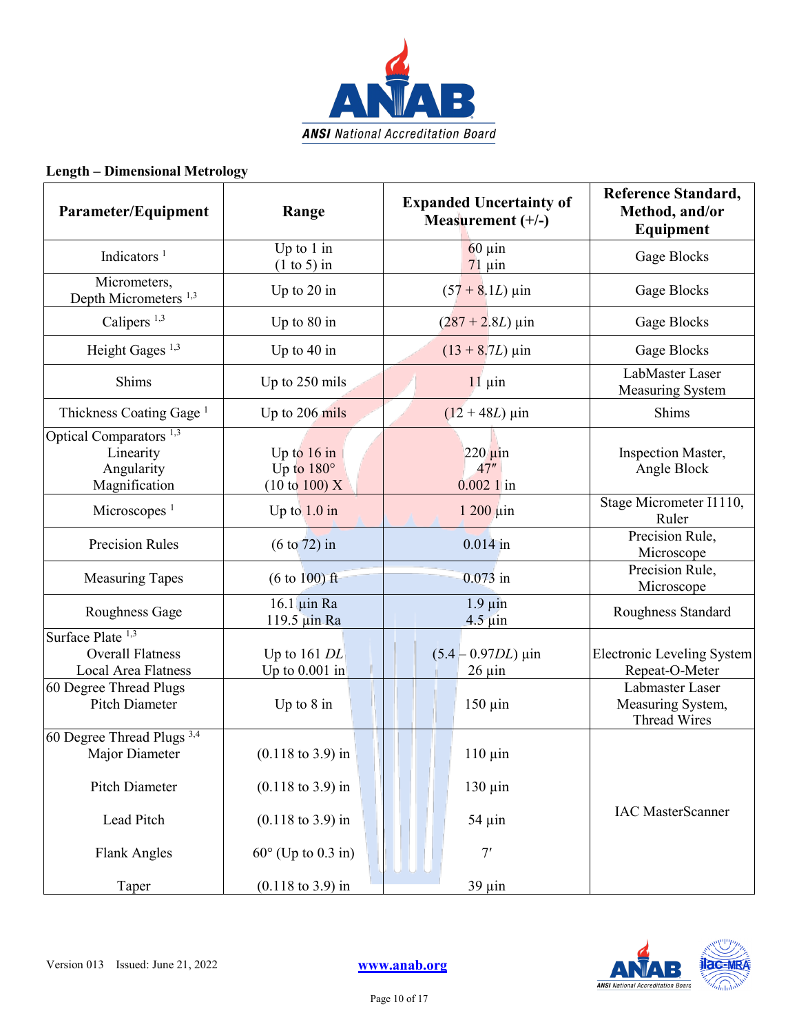## Length – Dimensional Metrology

| Parameter/Equipment | Range | Expanded Uncertainty of Measurement (+/-) | Reference Standard, Method, and/or Equipment |
|---|---|---|---|
| Indicators [1] | Up to 1 in<br>(1 to 5) in | 60 µin<br>71 µin | Gage Blocks |
| Micrometers,<br>Depth Micrometers [1,3] | Up to 20 in | $(57 + 8.1L)$ µin | Gage Blocks |
| Calipers [1,3] | Up to 80 in | $(287 + 2.8L)$ µin | Gage Blocks |
| Height Gages [1,3] | Up to 40 in | $(13 + 8.7L)$ µin | Gage Blocks |
| Shims | Up to 250 mils | 11 µin | LabMaster Laser Measuring System |
| Thickness Coating Gage [1] | Up to 206 mils | $(12 + 48L)$ µin | Shims |
| Optical Comparators [1,3]<br>Linearity<br>Angularity<br>Magnification | <br>Up to 16 in<br>Up to 180°<br>(10 to 100) X | <br>220 µin<br>47″<br>0.002 1 in | Inspection Master, Angle Block |
| Microscopes [1] | Up to 1.0 in | 1 200 µin | Stage Micrometer I1110, Ruler |
| Precision Rules | (6 to 72) in | 0.014 in | Precision Rule, Microscope |
| Measuring Tapes | (6 to 100) ft | 0.073 in | Precision Rule, Microscope |
| Roughness Gage | 16.1 µin Ra<br>119.5 µin Ra | 1.9 µin<br>4.5 µin | Roughness Standard |
| Surface Plate [1,3]<br>Overall Flatness<br>Local Area Flatness | <br>Up to 161 $DL$<br>Up to 0.001 in | <br>$(5.4 – 0.97DL)$ µin<br>26 µin | Electronic Leveling System<br>Repeat-O-Meter |
| 60 Degree Thread Plugs<br>Pitch Diameter | Up to 8 in | 150 µin | Labmaster Laser Measuring System, Thread Wires |
| 60 Degree Thread Plugs [3,4]<br>Major Diameter<br>Pitch Diameter<br>Lead Pitch<br>Flank Angles<br>Taper | <br>(0.118 to 3.9) in<br>(0.118 to 3.9) in<br>(0.118 to 3.9) in<br>60° (Up to 0.3 in)<br>(0.118 to 3.9) in | <br>110 µin<br>130 µin<br>54 µin<br>7′<br>39 µin | IAC MasterScanner |

Version 013 Issued: June 21, 2022

www.anab.org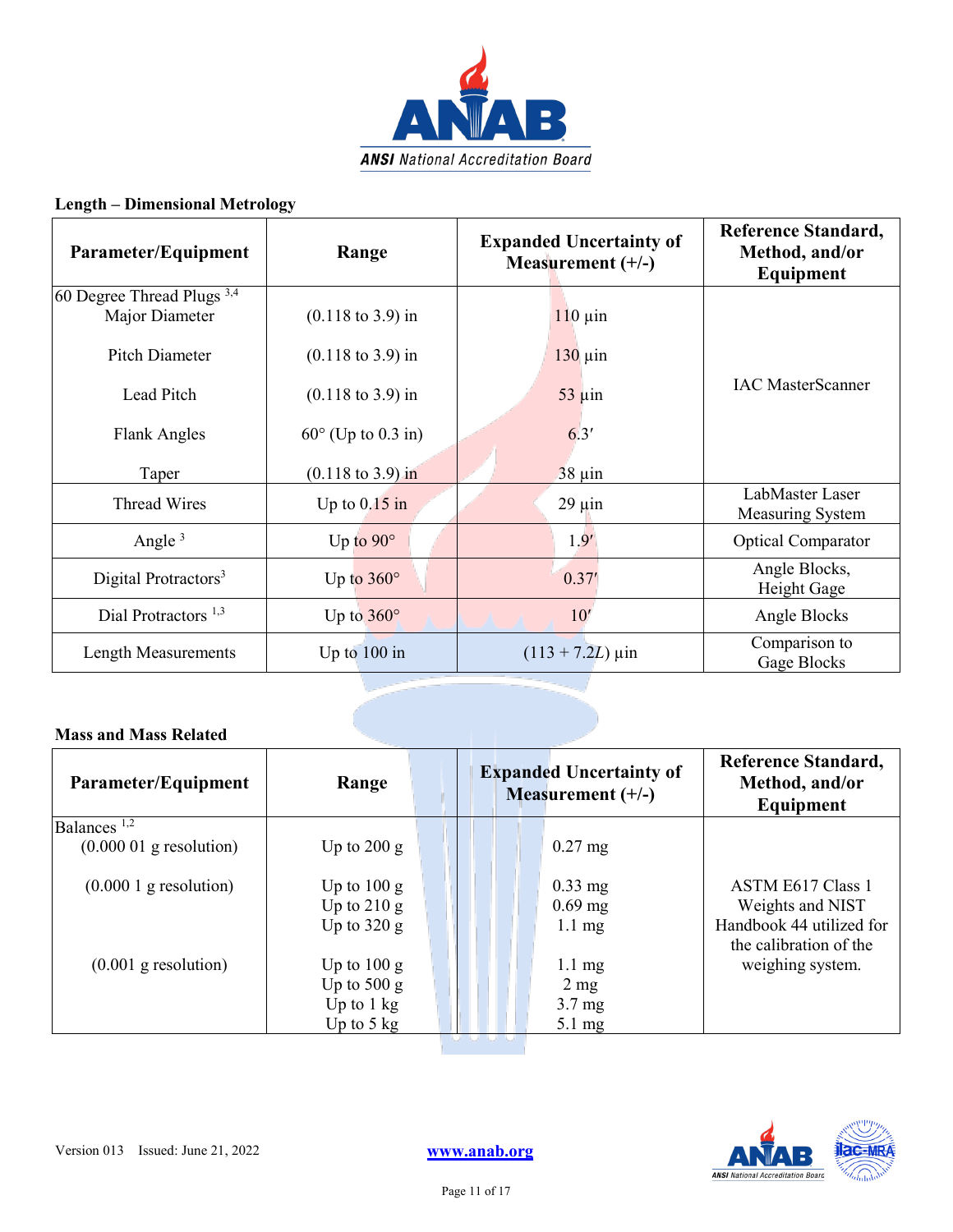### Length – Dimensional Metrology

| Parameter/Equipment | Range | Expanded Uncertainty of Measurement (+/-) | Reference Standard, Method, and/or Equipment |
|---|---|---|---|
| 60 Degree Thread Plugs [3,4] | | | |
| Major Diameter | (0.118 to 3.9) in | 110 µin | IAC MasterScanner |
| Pitch Diameter | (0.118 to 3.9) in | 130 µin | |
| Lead Pitch | (0.118 to 3.9) in | 53 µin | |
| Flank Angles | 60° (Up to 0.3 in) | 6.3′ | |
| Taper | (0.118 to 3.9) in | 38 µin | |
| Thread Wires | Up to 0.15 in | 29 µin | LabMaster Laser Measuring System |
| Angle [3] | Up to 90° | 1.9′ | Optical Comparator |
| Digital Protractors[3] | Up to 360° | 0.37′ | Angle Blocks, Height Gage |
| Dial Protractors [1,3] | Up to 360° | 10′ | Angle Blocks |
| Length Measurements | Up to 100 in | $(113 + 7.2L)$ µin | Comparison to Gage Blocks |

### Mass and Mass Related

| Parameter/Equipment | Range | Expanded Uncertainty of Measurement (+/-) | Reference Standard, Method, and/or Equipment |
|---|---|---|---|
| Balances [1,2] | | | |
| (0.000 01 g resolution) | Up to 200 g | 0.27 mg | ASTM E617 Class 1 Weights and NIST Handbook 44 utilized for the calibration of the weighing system. |
| (0.000 1 g resolution) | Up to 100 g | 0.33 mg | |
| | Up to 210 g | 0.69 mg | |
| | Up to 320 g | 1.1 mg | |
| (0.001 g resolution) | Up to 100 g | 1.1 mg | |
| | Up to 500 g | 2 mg | |
| | Up to 1 kg | 3.7 mg | |
| | Up to 5 kg | 5.1 mg | |

Version 013 Issued: June 21, 2022

www.anab.org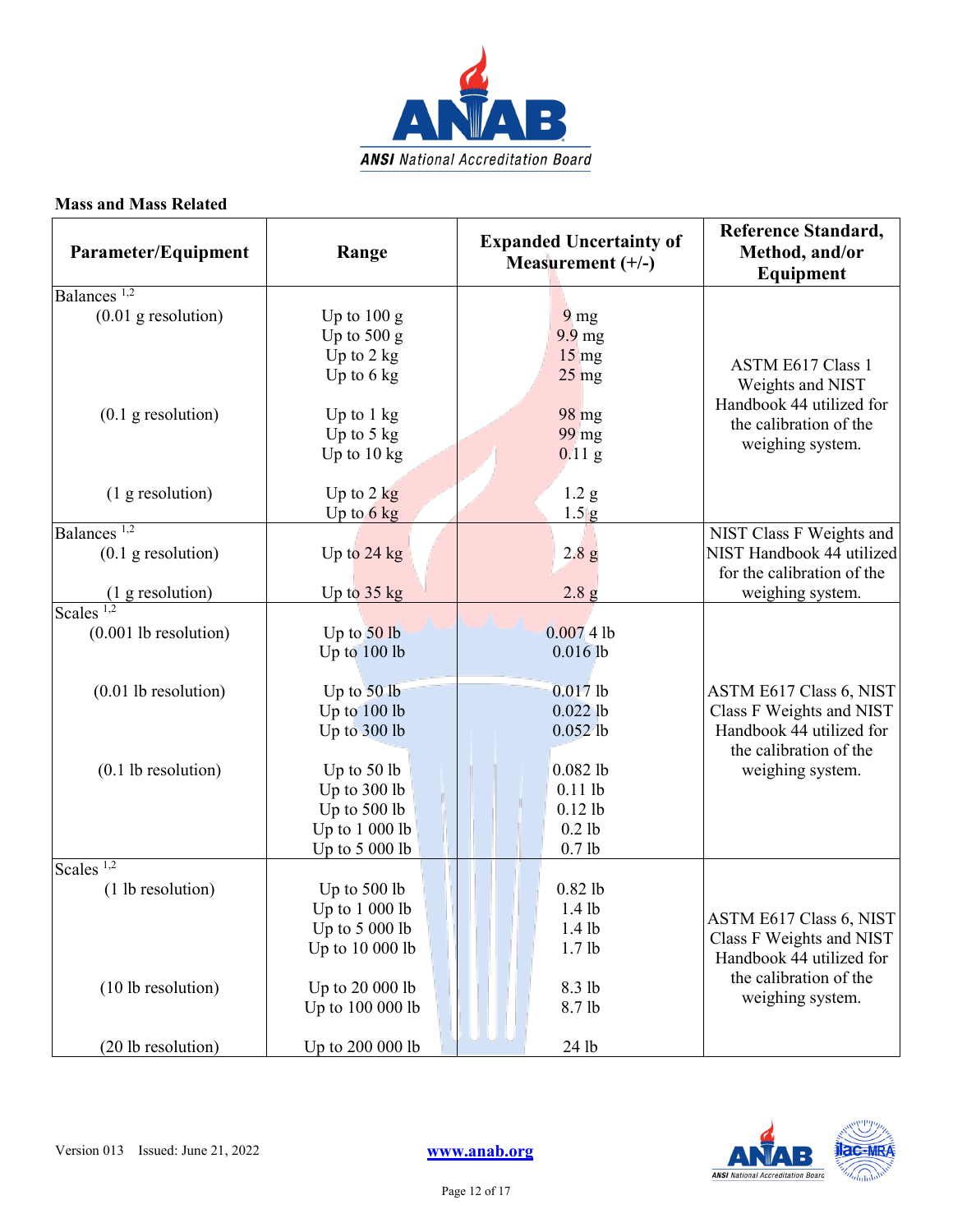### Mass and Mass Related

| Parameter/Equipment | Range | Expanded Uncertainty of Measurement (+/-) | Reference Standard, Method, and/or Equipment |
|---|---|---|---|
| Balances [1,2] | | | |
| (0.01 g resolution) | Up to 100 g | 9 mg | ASTM E617 Class 1 Weights and NIST Handbook 44 utilized for the calibration of the weighing system. |
| | Up to 500 g | 9.9 mg | |
| | Up to 2 kg | 15 mg | |
| | Up to 6 kg | 25 mg | |
| (0.1 g resolution) | Up to 1 kg | 98 mg | |
| | Up to 5 kg | 99 mg | |
| | Up to 10 kg | 0.11 g | |
| (1 g resolution) | Up to 2 kg | 1.2 g | |
| | Up to 6 kg | 1.5 g | |
| Balances [1,2] | | | NIST Class F Weights and NIST Handbook 44 utilized for the calibration of the weighing system. |
| (0.1 g resolution) | Up to 24 kg | 2.8 g | |
| (1 g resolution) | Up to 35 kg | 2.8 g | |
| Scales [1,2] | | | ASTM E617 Class 6, NIST Class F Weights and NIST Handbook 44 utilized for the calibration of the weighing system. |
| (0.001 lb resolution) | Up to 50 lb | 0.007 4 lb | |
| | Up to 100 lb | 0.016 lb | |
| (0.01 lb resolution) | Up to 50 lb | 0.017 lb | |
| | Up to 100 lb | 0.022 lb | |
| | Up to 300 lb | 0.052 lb | |
| (0.1 lb resolution) | Up to 50 lb | 0.082 lb | |
| | Up to 300 lb | 0.11 lb | |
| | Up to 500 lb | 0.12 lb | |
| | Up to 1 000 lb | 0.2 lb | |
| | Up to 5 000 lb | 0.7 lb | |
| Scales [1,2] | | | ASTM E617 Class 6, NIST Class F Weights and NIST Handbook 44 utilized for the calibration of the weighing system. |
| (1 lb resolution) | Up to 500 lb | 0.82 lb | |
| | Up to 1 000 lb | 1.4 lb | |
| | Up to 5 000 lb | 1.4 lb | |
| | Up to 10 000 lb | 1.7 lb | |
| (10 lb resolution) | Up to 20 000 lb | 8.3 lb | |
| | Up to 100 000 lb | 8.7 lb | |
| (20 lb resolution) | Up to 200 000 lb | 24 lb | |

Version 013 Issued: June 21, 2022

www.anab.org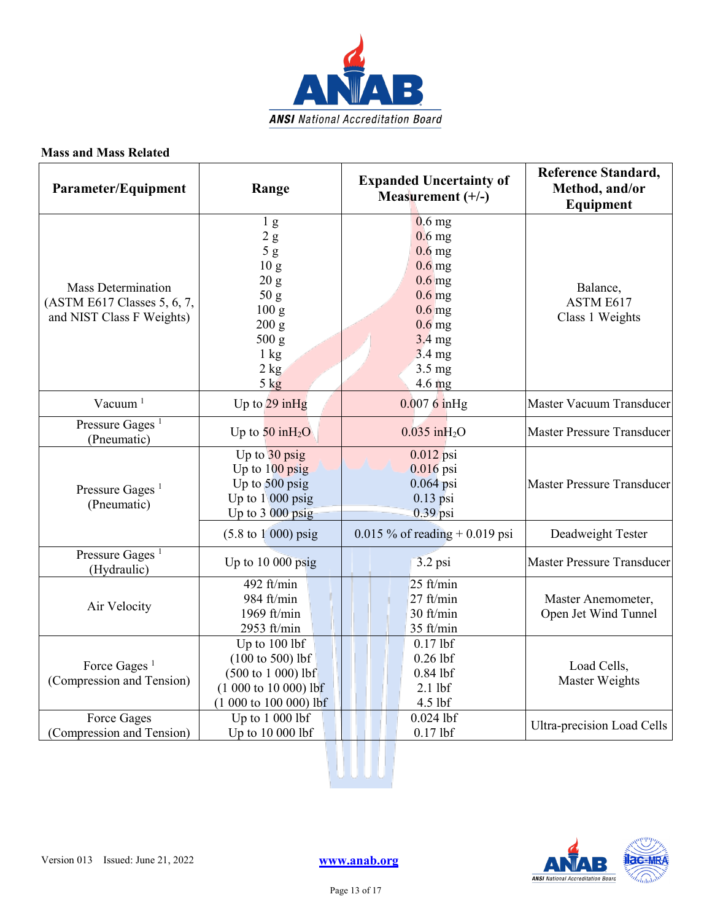**Mass and Mass Related**

| Parameter/Equipment | Range | Expanded Uncertainty of Measurement (+/-) | Reference Standard, Method, and/or Equipment |
|---|---|---|---|
| Mass Determination (ASTM E617 Classes 5, 6, 7, and NIST Class F Weights) | 1 g<br>2 g<br>5 g<br>10 g<br>20 g<br>50 g<br>100 g<br>200 g<br>500 g<br>1 kg<br>2 kg<br>5 kg | 0.6 mg<br>0.6 mg<br>0.6 mg<br>0.6 mg<br>0.6 mg<br>0.6 mg<br>0.6 mg<br>0.6 mg<br>3.4 mg<br>3.4 mg<br>3.5 mg<br>4.6 mg | Balance, ASTM E617 Class 1 Weights |
| Vacuum [1] | Up to 29 inHg | 0.007 6 inHg | Master Vacuum Transducer |
| Pressure Gages [1] (Pneumatic) | Up to 50 $inH_2O$ | 0.035 $inH_2O$ | Master Pressure Transducer |
| Pressure Gages [1] (Pneumatic) | Up to 30 psig<br>Up to 100 psig<br>Up to 500 psig<br>Up to 1 000 psig<br>Up to 3 000 psig | 0.012 psi<br>0.016 psi<br>0.064 psi<br>0.13 psi<br>0.39 psi | Master Pressure Transducer |
| | (5.8 to 1 000) psig | 0.015 % of reading + 0.019 psi | Deadweight Tester |
| Pressure Gages [1] (Hydraulic) | Up to 10 000 psig | 3.2 psi | Master Pressure Transducer |
| Air Velocity | 492 ft/min<br>984 ft/min<br>1969 ft/min<br>2953 ft/min | 25 ft/min<br>27 ft/min<br>30 ft/min<br>35 ft/min | Master Anemometer, Open Jet Wind Tunnel |
| Force Gages [1] (Compression and Tension) | Up to 100 lbf<br>(100 to 500) lbf<br>(500 to 1 000) lbf<br>(1 000 to 10 000) lbf<br>(1 000 to 100 000) lbf | 0.17 lbf<br>0.26 lbf<br>0.84 lbf<br>2.1 lbf<br>4.5 lbf | Load Cells, Master Weights |
| Force Gages (Compression and Tension) | Up to 1 000 lbf<br>Up to 10 000 lbf | 0.024 lbf<br>0.17 lbf | Ultra-precision Load Cells |

Version 013 Issued: June 21, 2022

www.anab.org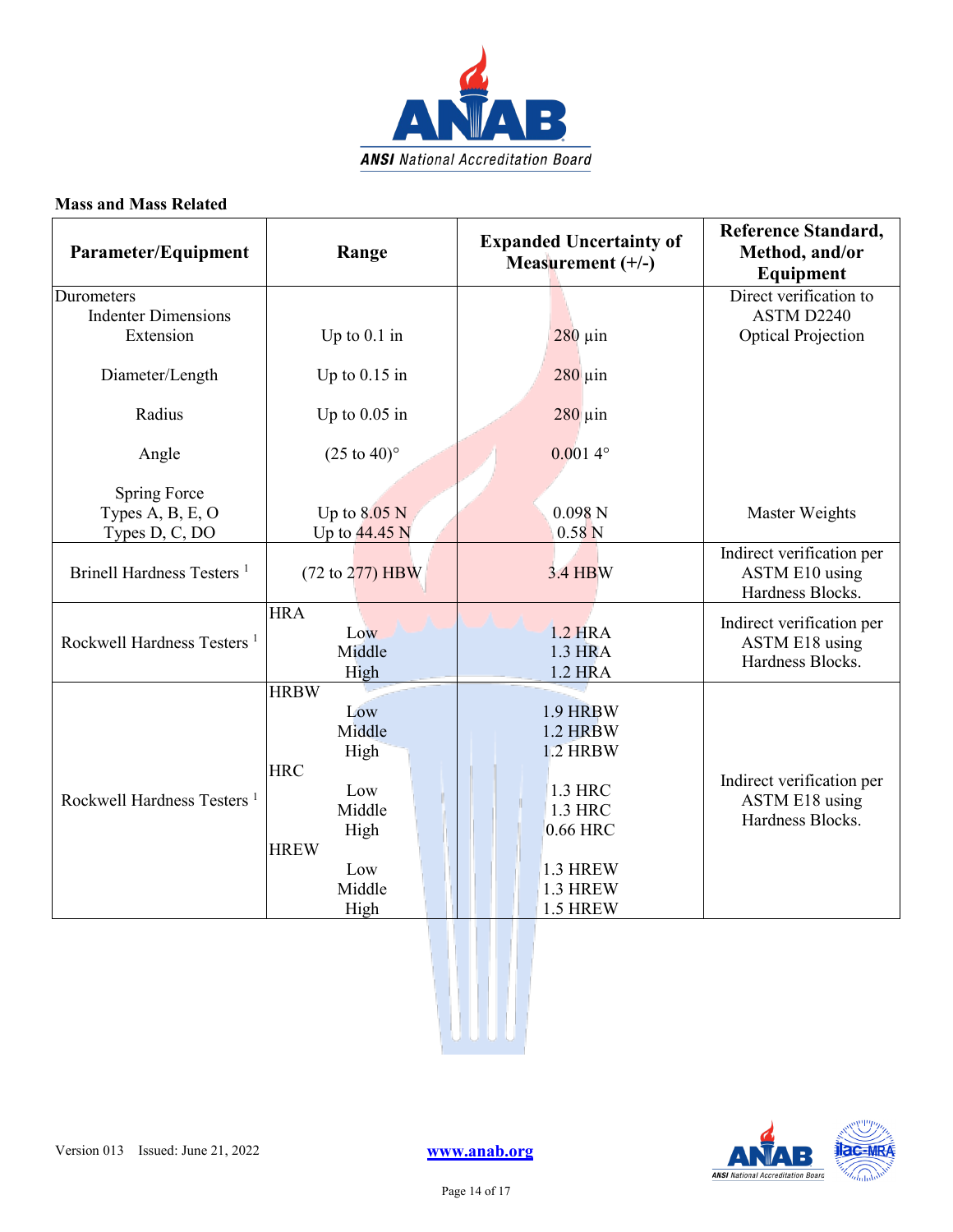### Mass and Mass Related

| Parameter/Equipment | Range | Expanded Uncertainty of Measurement (+/-) | Reference Standard, Method, and/or Equipment |
|---|---|---|---|
| Durometers<br>Indenter Dimensions<br>Extension<br><br>Diameter/Length<br><br>Radius<br><br>Angle<br><br>Spring Force<br>Types A, B, E, O<br>Types D, C, DO | <br><br>Up to 0.1 in<br><br>Up to 0.15 in<br><br>Up to 0.05 in<br><br>(25 to 40)°<br><br><br>Up to 8.05 N<br>Up to 44.45 N | <br><br>280 µin<br><br>280 µin<br><br>280 µin<br><br>0.001 4°<br><br><br>0.098 N<br>0.58 N | Direct verification to ASTM D2240<br>Optical Projection<br><br><br><br><br><br><br><br><br>Master Weights |
| Brinell Hardness Testers [1] | (72 to 277) HBW | 3.4 HBW | Indirect verification per ASTM E10 using Hardness Blocks. |
| Rockwell Hardness Testers [1] | HRA<br>Low<br>Middle<br>High | <br>1.2 HRA<br>1.3 HRA<br>1.2 HRA | Indirect verification per ASTM E18 using Hardness Blocks. |
| Rockwell Hardness Testers [1] | HRBW<br>Low<br>Middle<br>High<br>HRC<br>Low<br>Middle<br>High<br>HREW<br>Low<br>Middle<br>High | <br>1.9 HRBW<br>1.2 HRBW<br>1.2 HRBW<br><br>1.3 HRC<br>1.3 HRC<br>0.66 HRC<br><br>1.3 HREW<br>1.3 HREW<br>1.5 HREW | Indirect verification per ASTM E18 using Hardness Blocks. |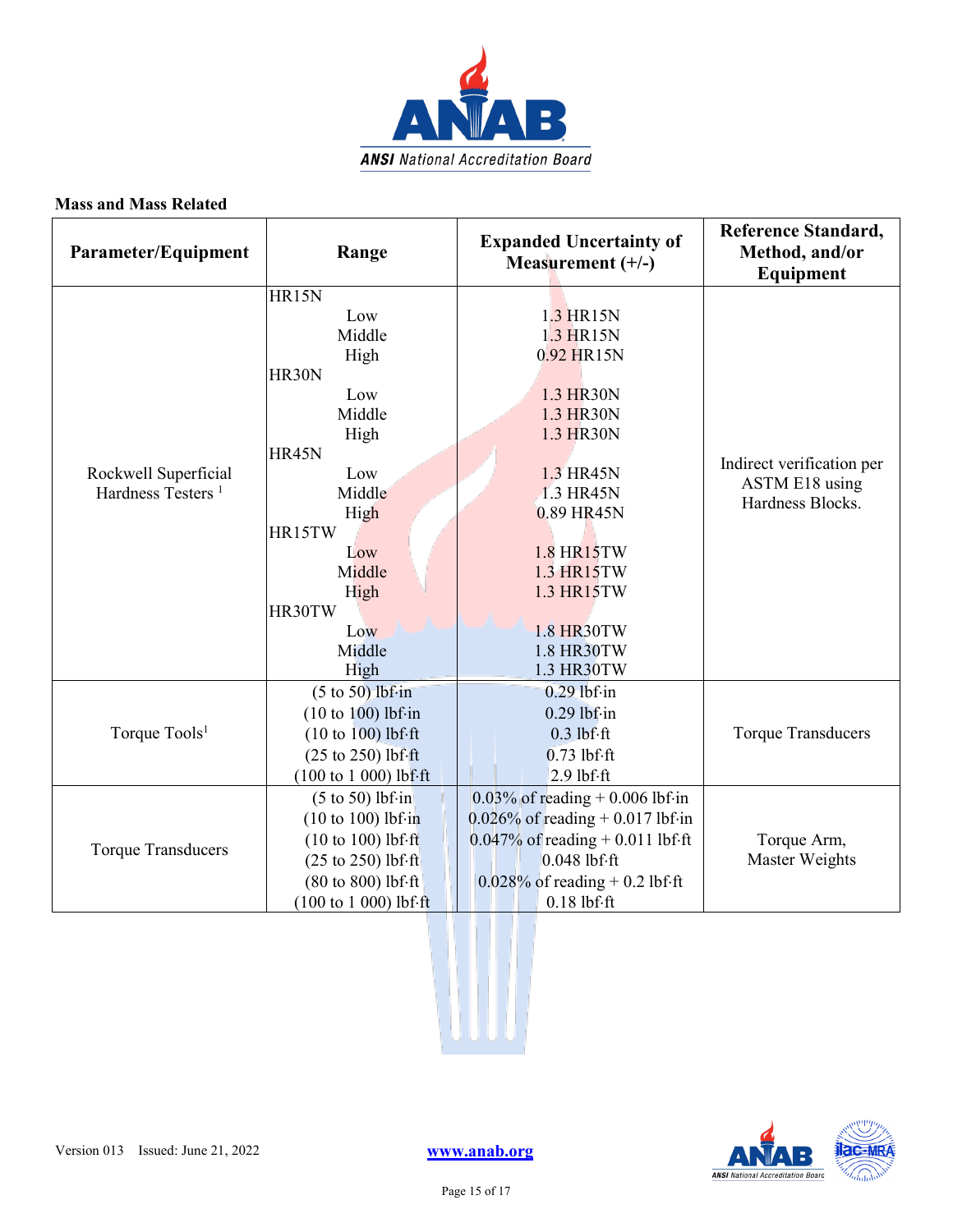### Mass and Mass Related

| Parameter/Equipment | Range | Expanded Uncertainty of Measurement (+/-) | Reference Standard, Method, and/or Equipment |
|---|---|---|---|
| Rockwell Superficial Hardness Testers [1] | HR15N<br>Low<br>Middle<br>High<br>HR30N<br>Low<br>Middle<br>High<br>HR45N<br>Low<br>Middle<br>High<br>HR15TW<br>Low<br>Middle<br>High<br>HR30TW<br>Low<br>Middle<br>High | <br>1.3 HR15N<br>1.3 HR15N<br>0.92 HR15N<br><br>1.3 HR30N<br>1.3 HR30N<br>1.3 HR30N<br><br>1.3 HR45N<br>1.3 HR45N<br>0.89 HR45N<br><br>1.8 HR15TW<br>1.3 HR15TW<br>1.3 HR15TW<br><br>1.8 HR30TW<br>1.8 HR30TW<br>1.3 HR30TW | Indirect verification per ASTM E18 using Hardness Blocks. |
| Torque Tools[1] | (5 to 50) lbf·in<br>(10 to 100) lbf·in<br>(10 to 100) lbf·ft<br>(25 to 250) lbf·ft<br>(100 to 1 000) lbf·ft | 0.29 lbf·in<br>0.29 lbf·in<br>0.3 lbf·ft<br>0.73 lbf·ft<br>2.9 lbf·ft | Torque Transducers |
| Torque Transducers | (5 to 50) lbf·in<br>(10 to 100) lbf·in<br>(10 to 100) lbf·ft<br>(25 to 250) lbf·ft<br>(80 to 800) lbf·ft<br>(100 to 1 000) lbf·ft | 0.03% of reading + 0.006 lbf·in<br>0.026% of reading + 0.017 lbf·in<br>0.047% of reading + 0.011 lbf·ft<br>0.048 lbf·ft<br>0.028% of reading + 0.2 lbf·ft<br>0.18 lbf·ft | Torque Arm,<br>Master Weights |

Version 013 Issued: June 21, 2022 www.anab.org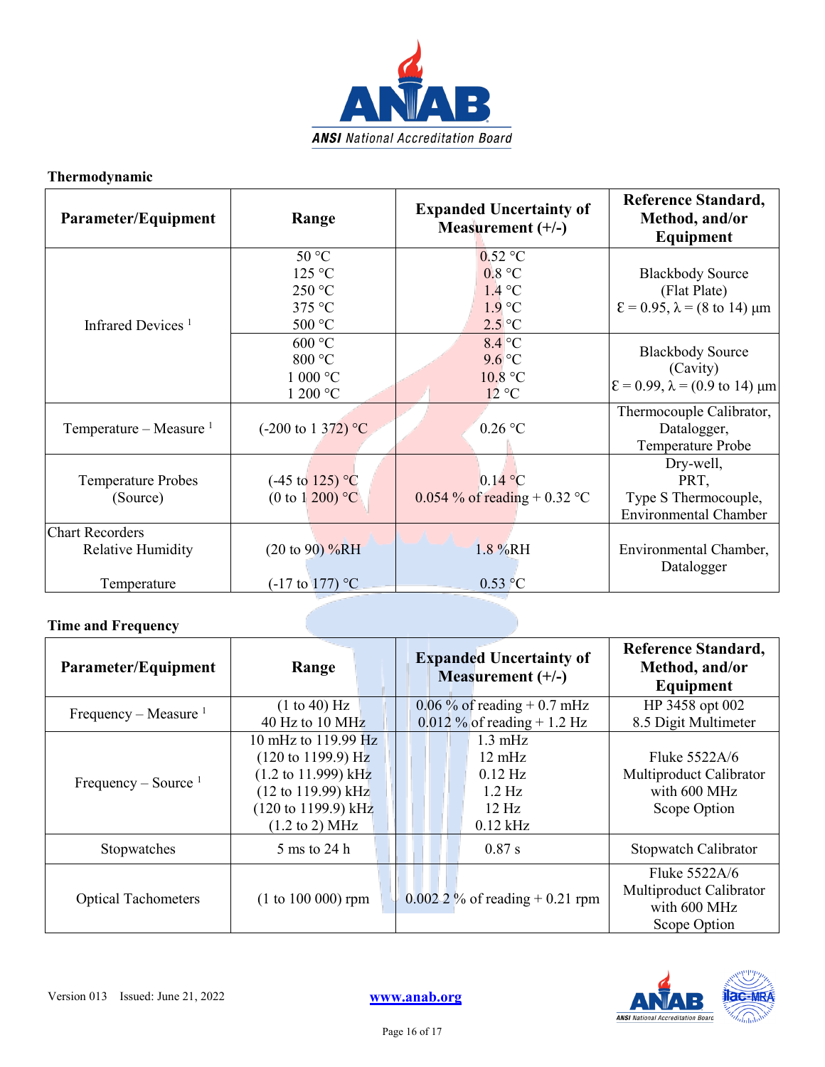### Thermodynamic

| Parameter/Equipment | Range | Expanded Uncertainty of Measurement (+/-) | Reference Standard, Method, and/or Equipment |
|---|---|---|---|
| Infrared Devices [1] | 50 °C<br>125 °C<br>250 °C<br>375 °C<br>500 °C | 0.52 °C<br>0.8 °C<br>1.4 °C<br>1.9 °C<br>2.5 °C | Blackbody Source (Flat Plate)<br>Ɛ = 0.95, λ = (8 to 14) µm |
| | 600 °C<br>800 °C<br>1 000 °C<br>1 200 °C | 8.4 °C<br>9.6 °C<br>10.8 °C<br>12 °C | Blackbody Source (Cavity)<br>Ɛ = 0.99, λ = (0.9 to 14) µm |
| Temperature – Measure [1] | (-200 to 1 372) °C | 0.26 °C | Thermocouple Calibrator, Datalogger, Temperature Probe |
| Temperature Probes (Source) | (-45 to 125) °C<br>(0 to 1 200) °C | 0.14 °C<br>0.054 % of reading + 0.32 °C | Dry-well, PRT, Type S Thermocouple, Environmental Chamber |
| Chart Recorders<br>Relative Humidity | (20 to 90) %RH | 1.8 %RH | Environmental Chamber, Datalogger |
| Temperature | (-17 to 177) °C | 0.53 °C | |

### Time and Frequency

| Parameter/Equipment | Range | Expanded Uncertainty of Measurement (+/-) | Reference Standard, Method, and/or Equipment |
|---|---|---|---|
| Frequency – Measure [1] | (1 to 40) Hz<br>40 Hz to 10 MHz | 0.06 % of reading + 0.7 mHz<br>0.012 % of reading + 1.2 Hz | HP 3458 opt 002 8.5 Digit Multimeter |
| Frequency – Source [1] | 10 mHz to 119.99 Hz<br>(120 to 1199.9) Hz<br>(1.2 to 11.999) kHz<br>(12 to 119.99) kHz<br>(120 to 1199.9) kHz<br>(1.2 to 2) MHz | 1.3 mHz<br>12 mHz<br>0.12 Hz<br>1.2 Hz<br>12 Hz<br>0.12 kHz | Fluke 5522A/6 Multiproduct Calibrator with 600 MHz Scope Option |
| Stopwatches | 5 ms to 24 h | 0.87 s | Stopwatch Calibrator |
| Optical Tachometers | (1 to 100 000) rpm | 0.002 2 % of reading + 0.21 rpm | Fluke 5522A/6 Multiproduct Calibrator with 600 MHz Scope Option |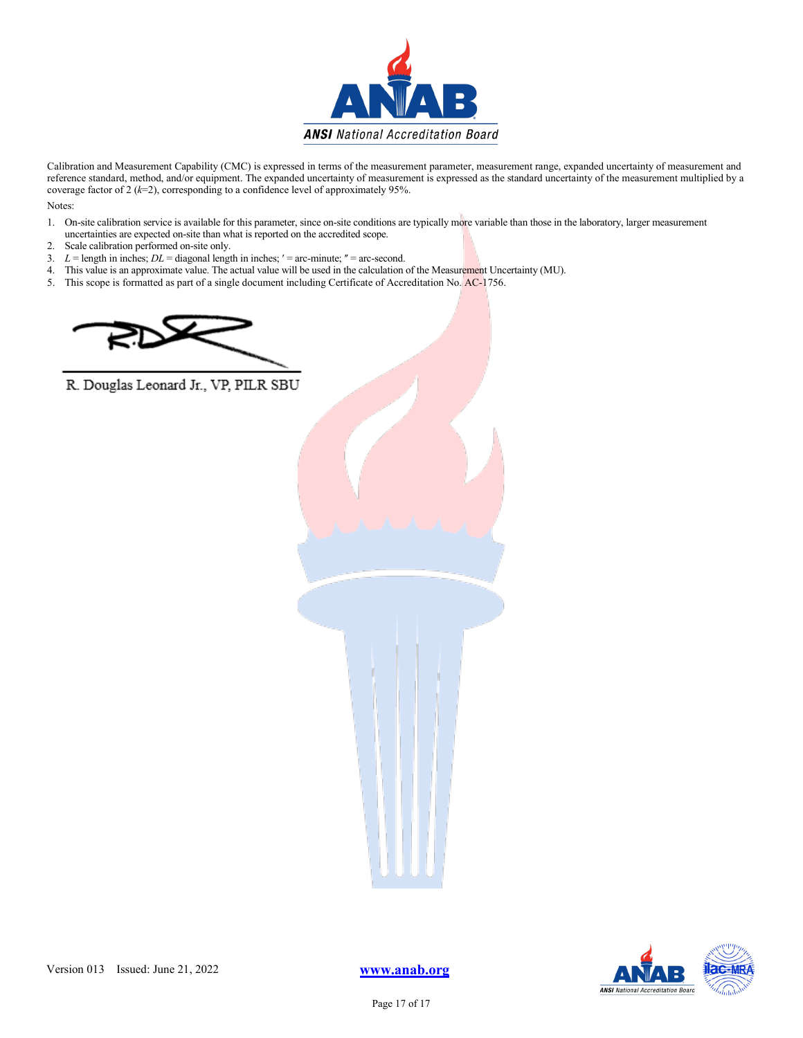Calibration and Measurement Capability (CMC) is expressed in terms of the measurement parameter, measurement range, expanded uncertainty of measurement and reference standard, method, and/or equipment. The expanded uncertainty of measurement is expressed as the standard uncertainty of the measurement multiplied by a coverage factor of 2 ($k$=2), corresponding to a confidence level of approximately 95%.

Notes:

1. On-site calibration service is available for this parameter, since on-site conditions are typically more variable than those in the laboratory, larger measurement uncertainties are expected on-site than what is reported on the accredited scope.
2. Scale calibration performed on-site only.
3. $L$ = length in inches; $DL$ = diagonal length in inches; ′ = arc-minute; ″ = arc-second.
4. This value is an approximate value. The actual value will be used in the calculation of the Measurement Uncertainty (MU).
5. This scope is formatted as part of a single document including Certificate of Accreditation No. AC-1756.

R. Douglas Leonard Jr., VP, PILR SBU

Version 013 Issued: June 21, 2022

www.anab.org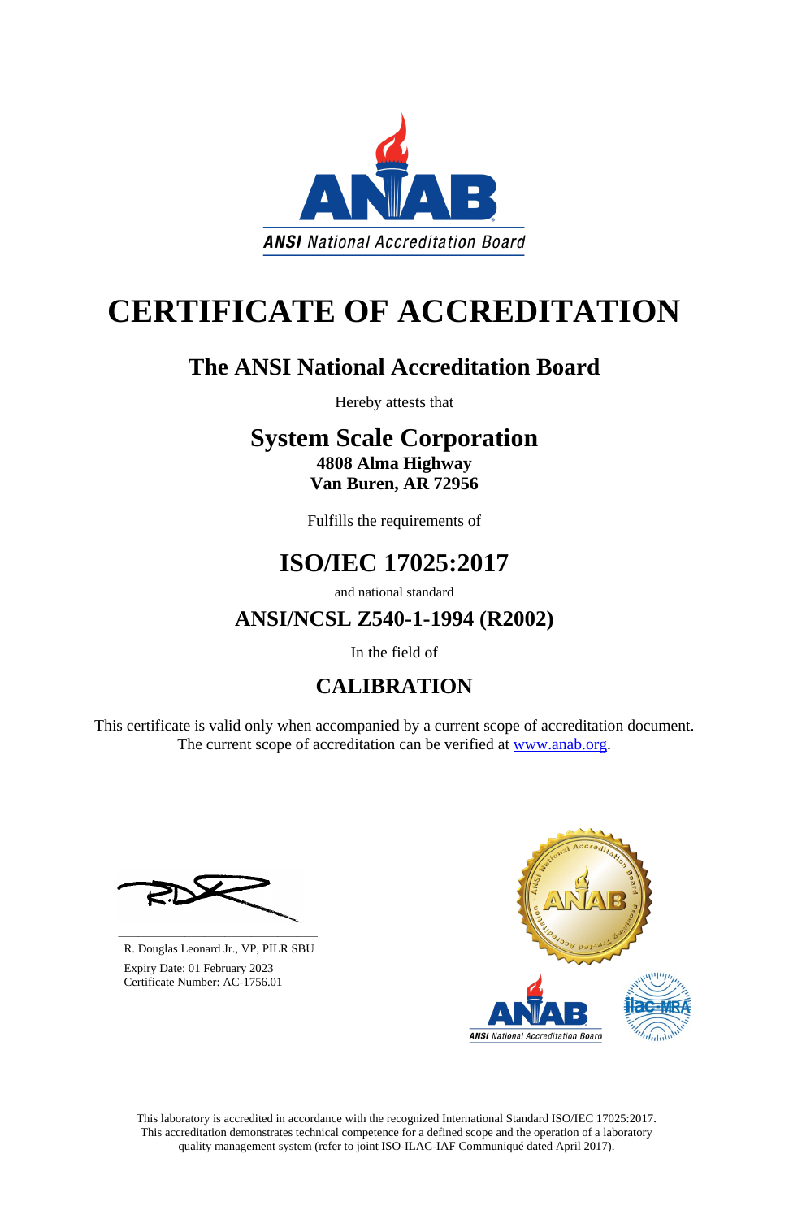ANSI National Accreditation Board

# CERTIFICATE OF ACCREDITATION

## The ANSI National Accreditation Board

Hereby attests that

## System Scale Corporation

**4808 Alma Highway**
**Van Buren, AR 72956**

Fulfills the requirements of

## ISO/IEC 17025:2017

and national standard

### ANSI/NCSL Z540-1-1994 (R2002)

In the field of

## CALIBRATION

This certificate is valid only when accompanied by a current scope of accreditation document.
The current scope of accreditation can be verified at www.anab.org.

R. Douglas Leonard Jr., VP, PILR SBU
Expiry Date: 01 February 2023
Certificate Number: AC-1756.01

This laboratory is accredited in accordance with the recognized International Standard ISO/IEC 17025:2017.
This accreditation demonstrates technical competence for a defined scope and the operation of a laboratory quality management system (refer to joint ISO-ILAC-IAF Communiqué dated April 2017).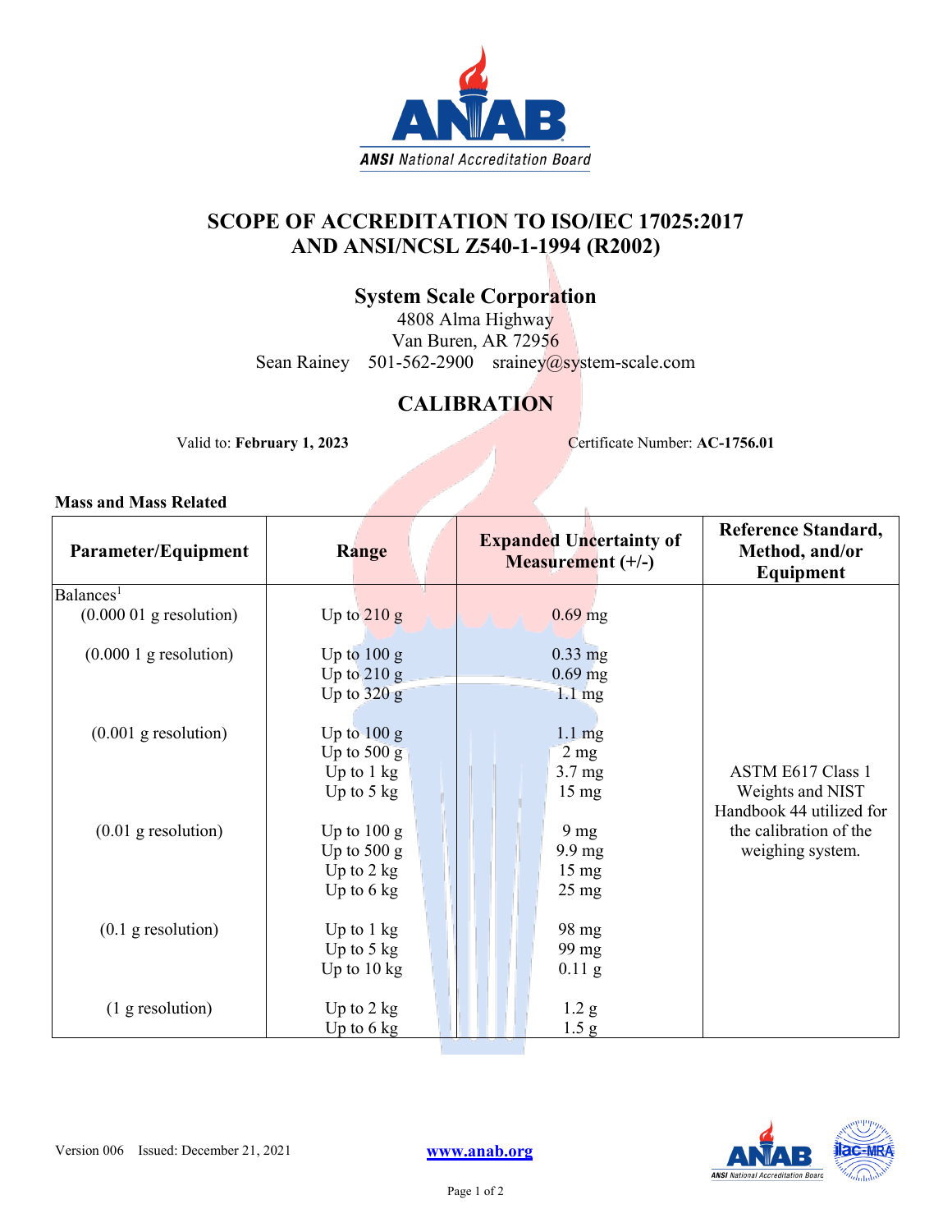# SCOPE OF ACCREDITATION TO ISO/IEC 17025:2017 AND ANSI/NCSL Z540-1-1994 (R2002)

## System Scale Corporation

4808 Alma Highway
Van Buren, AR 72956
Sean Rainey 501-562-2900 srainey@system-scale.com

## CALIBRATION

Valid to: **February 1, 2023** Certificate Number: **AC-1756.01**

**Mass and Mass Related**

| Parameter/Equipment | Range | Expanded Uncertainty of Measurement (+/-) | Reference Standard, Method, and/or Equipment |
|---|---|---|---|
| Balances[1] | | | |
| (0.000 01 g resolution) | Up to 210 g | 0.69 mg | ASTM E617 Class 1 Weights and NIST Handbook 44 utilized for the calibration of the weighing system. |
| (0.000 1 g resolution) | Up to 100 g | 0.33 mg | |
| | Up to 210 g | 0.69 mg | |
| | Up to 320 g | 1.1 mg | |
| (0.001 g resolution) | Up to 100 g | 1.1 mg | |
| | Up to 500 g | 2 mg | |
| | Up to 1 kg | 3.7 mg | |
| | Up to 5 kg | 15 mg | |
| (0.01 g resolution) | Up to 100 g | 9 mg | |
| | Up to 500 g | 9.9 mg | |
| | Up to 2 kg | 15 mg | |
| | Up to 6 kg | 25 mg | |
| (0.1 g resolution) | Up to 1 kg | 98 mg | |
| | Up to 5 kg | 99 mg | |
| | Up to 10 kg | 0.11 g | |
| (1 g resolution) | Up to 2 kg | 1.2 g | |
| | Up to 6 kg | 1.5 g | |

Version 006 Issued: December 21, 2021

www.anab.org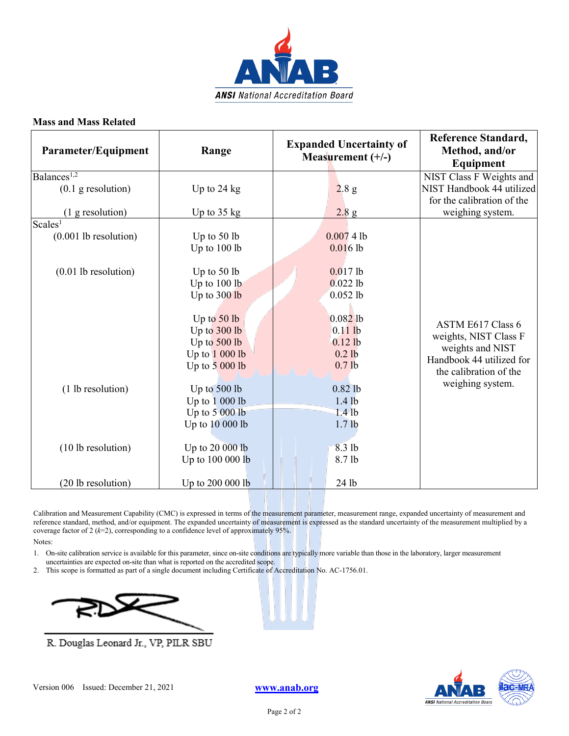## Mass and Mass Related

| Parameter/Equipment | Range | Expanded Uncertainty of Measurement (+/-) | Reference Standard, Method, and/or Equipment |
|---|---|---|---|
| Balances[1,2] | | | NIST Class F Weights and NIST Handbook 44 utilized for the calibration of the weighing system. |
| (0.1 g resolution) | Up to 24 kg | 2.8 g | |
| (1 g resolution) | Up to 35 kg | 2.8 g | |
| Scales[1] | | | ASTM E617 Class 6 weights, NIST Class F weights and NIST Handbook 44 utilized for the calibration of the weighing system. |
| (0.001 lb resolution) | Up to 50 lb | 0.007 4 lb | |
| | Up to 100 lb | 0.016 lb | |
| (0.01 lb resolution) | Up to 50 lb | 0.017 lb | |
| | Up to 100 lb | 0.022 lb | |
| | Up to 300 lb | 0.052 lb | |
| | Up to 50 lb | 0.082 lb | |
| | Up to 300 lb | 0.11 lb | |
| | Up to 500 lb | 0.12 lb | |
| | Up to 1 000 lb | 0.2 lb | |
| | Up to 5 000 lb | 0.7 lb | |
| (1 lb resolution) | Up to 500 lb | 0.82 lb | |
| | Up to 1 000 lb | 1.4 lb | |
| | Up to 5 000 lb | 1.4 lb | |
| | Up to 10 000 lb | 1.7 lb | |
| (10 lb resolution) | Up to 20 000 lb | 8.3 lb | |
| | Up to 100 000 lb | 8.7 lb | |
| (20 lb resolution) | Up to 200 000 lb | 24 lb | |

Calibration and Measurement Capability (CMC) is expressed in terms of the measurement parameter, measurement range, expanded uncertainty of measurement and reference standard, method, and/or equipment. The expanded uncertainty of measurement is expressed as the standard uncertainty of the measurement multiplied by a coverage factor of 2 ($k$=2), corresponding to a confidence level of approximately 95%.

Notes:

1. On-site calibration service is available for this parameter, since on-site conditions are typically more variable than those in the laboratory, larger measurement uncertainties are expected on-site than what is reported on the accredited scope.
2. This scope is formatted as part of a single document including Certificate of Accreditation No. AC-1756.01.

R. Douglas Leonard Jr., VP, PILR SBU

Version 006 Issued: December 21, 2021

www.anab.org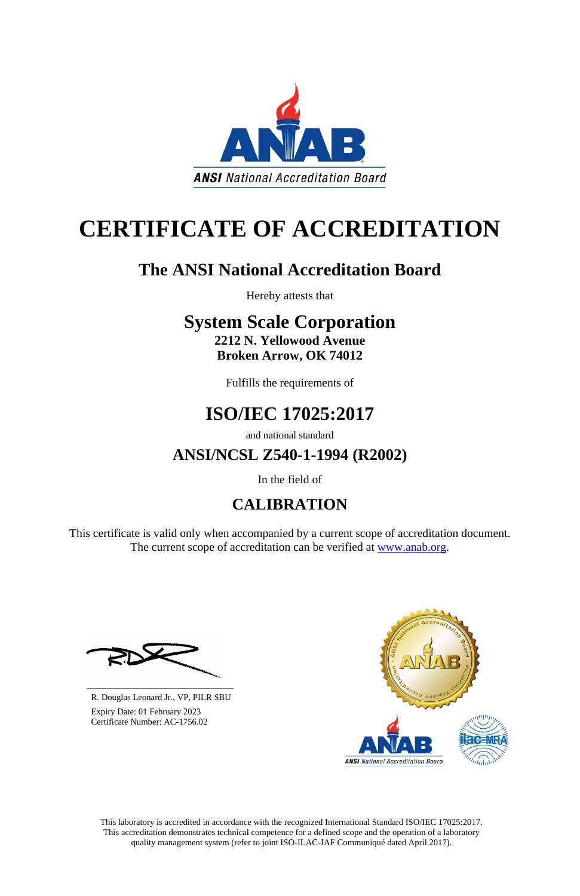ANSI National Accreditation Board

# CERTIFICATE OF ACCREDITATION

## The ANSI National Accreditation Board

Hereby attests that

## System Scale Corporation

**2212 N. Yellowood Avenue**
**Broken Arrow, OK 74012**

Fulfills the requirements of

## ISO/IEC 17025:2017

and national standard

### ANSI/NCSL Z540-1-1994 (R2002)

In the field of

### CALIBRATION

This certificate is valid only when accompanied by a current scope of accreditation document. The current scope of accreditation can be verified at [www.anab.org](http://www.anab.org).

R. Douglas Leonard Jr., VP, PILR SBU
Expiry Date: 01 February 2023
Certificate Number: AC-1756.02

This laboratory is accredited in accordance with the recognized International Standard ISO/IEC 17025:2017. This accreditation demonstrates technical competence for a defined scope and the operation of a laboratory quality management system (refer to joint ISO-ILAC-IAF Communiqué dated April 2017).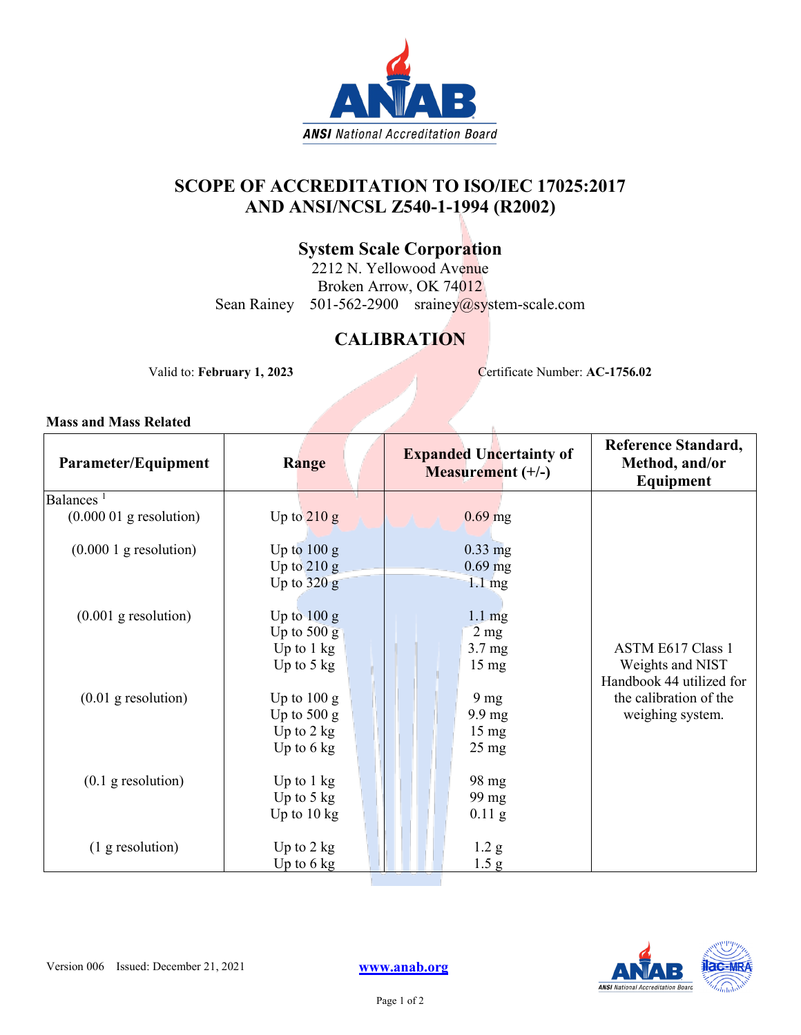# SCOPE OF ACCREDITATION TO ISO/IEC 17025:2017 AND ANSI/NCSL Z540-1-1994 (R2002)

## System Scale Corporation

2212 N. Yellowood Avenue
Broken Arrow, OK 74012
Sean Rainey 501-562-2900 srainey@system-scale.com

## CALIBRATION

Valid to: **February 1, 2023** Certificate Number: **AC-1756.02**

**Mass and Mass Related**

| Parameter/Equipment | Range | Expanded Uncertainty of Measurement (+/-) | Reference Standard, Method, and/or Equipment |
|---|---|---|---|
| Balances [1] | | | |
| (0.000 01 g resolution) | Up to 210 g | 0.69 mg | ASTM E617 Class 1 Weights and NIST Handbook 44 utilized for the calibration of the weighing system. |
| (0.000 1 g resolution) | Up to 100 g | 0.33 mg | |
| | Up to 210 g | 0.69 mg | |
| | Up to 320 g | 1.1 mg | |
| (0.001 g resolution) | Up to 100 g | 1.1 mg | |
| | Up to 500 g | 2 mg | |
| | Up to 1 kg | 3.7 mg | |
| | Up to 5 kg | 15 mg | |
| (0.01 g resolution) | Up to 100 g | 9 mg | |
| | Up to 500 g | 9.9 mg | |
| | Up to 2 kg | 15 mg | |
| | Up to 6 kg | 25 mg | |
| (0.1 g resolution) | Up to 1 kg | 98 mg | |
| | Up to 5 kg | 99 mg | |
| | Up to 10 kg | 0.11 g | |
| (1 g resolution) | Up to 2 kg | 1.2 g | |
| | Up to 6 kg | 1.5 g | |

Version 006 Issued: December 21, 2021 www.anab.org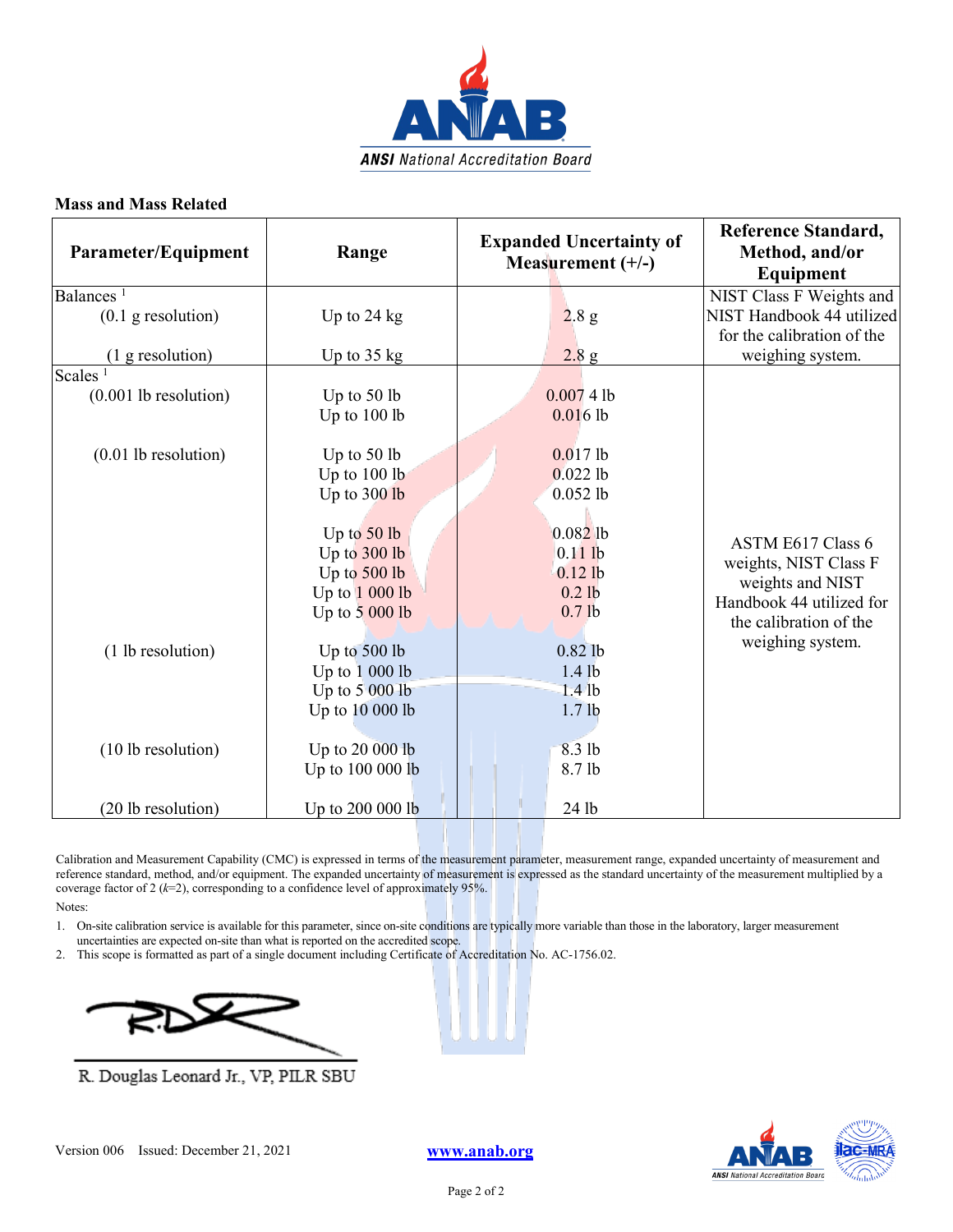## Mass and Mass Related

| Parameter/Equipment | Range | Expanded Uncertainty of Measurement (+/-) | Reference Standard, Method, and/or Equipment |
|---|---|---|---|
| Balances [1] | | | NIST Class F Weights and NIST Handbook 44 utilized for the calibration of the weighing system. |
| (0.1 g resolution) | Up to 24 kg | 2.8 g | |
| (1 g resolution) | Up to 35 kg | 2.8 g | |
| Scales [1] | | | ASTM E617 Class 6 weights, NIST Class F weights and NIST Handbook 44 utilized for the calibration of the weighing system. |
| (0.001 lb resolution) | Up to 50 lb | 0.007 4 lb | |
| | Up to 100 lb | 0.016 lb | |
| (0.01 lb resolution) | Up to 50 lb | 0.017 lb | |
| | Up to 100 lb | 0.022 lb | |
| | Up to 300 lb | 0.052 lb | |
| | Up to 50 lb | 0.082 lb | |
| | Up to 300 lb | 0.11 lb | |
| | Up to 500 lb | 0.12 lb | |
| | Up to 1 000 lb | 0.2 lb | |
| | Up to 5 000 lb | 0.7 lb | |
| (1 lb resolution) | Up to 500 lb | 0.82 lb | |
| | Up to 1 000 lb | 1.4 lb | |
| | Up to 5 000 lb | 1.4 lb | |
| | Up to 10 000 lb | 1.7 lb | |
| (10 lb resolution) | Up to 20 000 lb | 8.3 lb | |
| | Up to 100 000 lb | 8.7 lb | |
| (20 lb resolution) | Up to 200 000 lb | 24 lb | |

Calibration and Measurement Capability (CMC) is expressed in terms of the measurement parameter, measurement range, expanded uncertainty of measurement and reference standard, method, and/or equipment. The expanded uncertainty of measurement is expressed as the standard uncertainty of the measurement multiplied by a coverage factor of 2 ($k$=2), corresponding to a confidence level of approximately 95%.

Notes:

1. On-site calibration service is available for this parameter, since on-site conditions are typically more variable than those in the laboratory, larger measurement uncertainties are expected on-site than what is reported on the accredited scope.
2. This scope is formatted as part of a single document including Certificate of Accreditation No. AC-1756.02.

R. Douglas Leonard Jr., VP, PILR SBU

Version 006 Issued: December 21, 2021

www.anab.org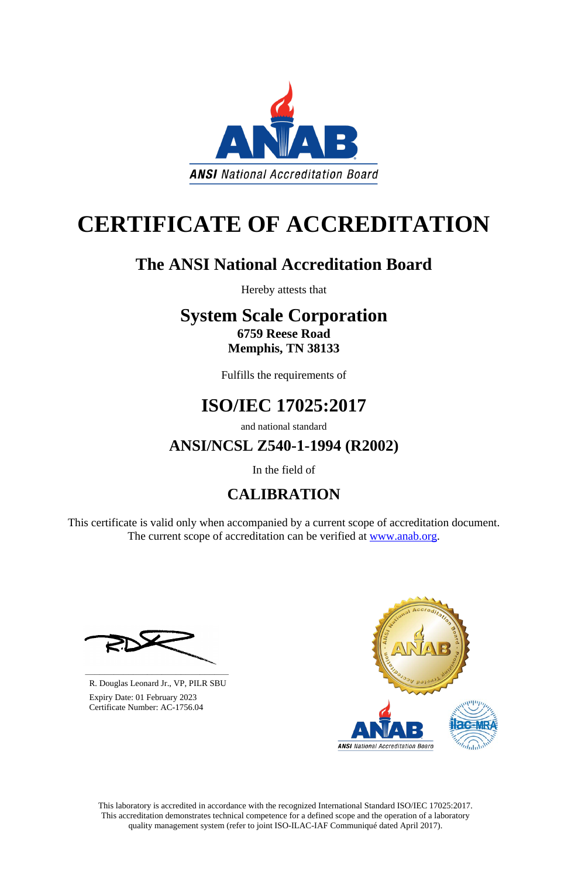ANSI National Accreditation Board

# CERTIFICATE OF ACCREDITATION

## The ANSI National Accreditation Board

Hereby attests that

## System Scale Corporation

**6759 Reese Road**
**Memphis, TN 38133**

Fulfills the requirements of

## ISO/IEC 17025:2017

and national standard

## ANSI/NCSL Z540-1-1994 (R2002)

In the field of

## CALIBRATION

This certificate is valid only when accompanied by a current scope of accreditation document. The current scope of accreditation can be verified at www.anab.org.

R. Douglas Leonard Jr., VP, PILR SBU
Expiry Date: 01 February 2023
Certificate Number: AC-1756.04

This laboratory is accredited in accordance with the recognized International Standard ISO/IEC 17025:2017. This accreditation demonstrates technical competence for a defined scope and the operation of a laboratory quality management system (refer to joint ISO-ILAC-IAF Communiqué dated April 2017).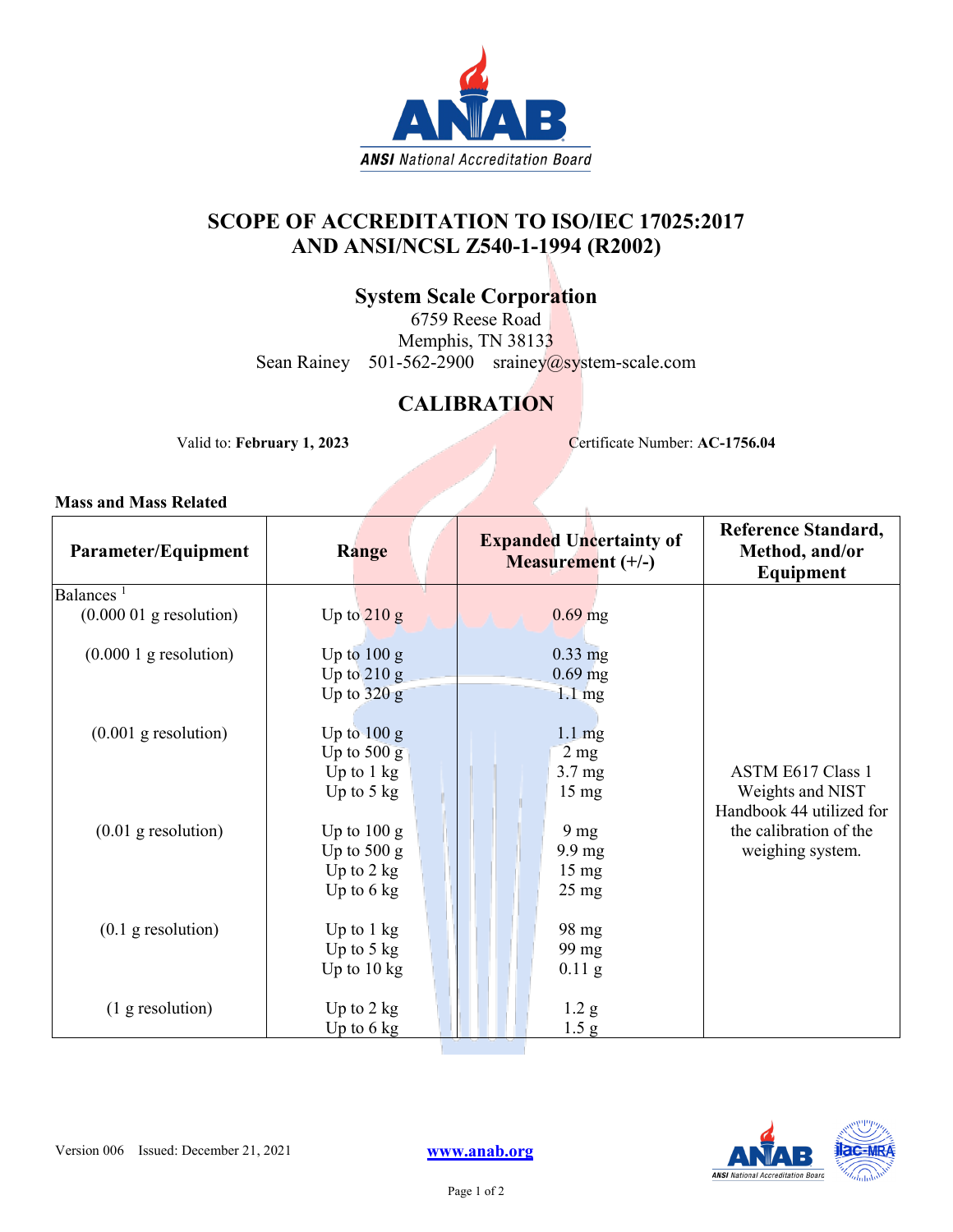# SCOPE OF ACCREDITATION TO ISO/IEC 17025:2017 AND ANSI/NCSL Z540-1-1994 (R2002)

## System Scale Corporation

6759 Reese Road
Memphis, TN 38133
Sean Rainey 501-562-2900 srainey@system-scale.com

## CALIBRATION

Valid to: **February 1, 2023** Certificate Number: **AC-1756.04**

**Mass and Mass Related**

| Parameter/Equipment | Range | Expanded Uncertainty of Measurement (+/-) | Reference Standard, Method, and/or Equipment |
|---|---|---|---|
| Balances [1] | | | |
| (0.000 01 g resolution) | Up to 210 g | 0.69 mg | ASTM E617 Class 1 Weights and NIST Handbook 44 utilized for the calibration of the weighing system. |
| (0.000 1 g resolution) | Up to 100 g | 0.33 mg | |
| | Up to 210 g | 0.69 mg | |
| | Up to 320 g | 1.1 mg | |
| (0.001 g resolution) | Up to 100 g | 1.1 mg | |
| | Up to 500 g | 2 mg | |
| | Up to 1 kg | 3.7 mg | |
| | Up to 5 kg | 15 mg | |
| (0.01 g resolution) | Up to 100 g | 9 mg | |
| | Up to 500 g | 9.9 mg | |
| | Up to 2 kg | 15 mg | |
| | Up to 6 kg | 25 mg | |
| (0.1 g resolution) | Up to 1 kg | 98 mg | |
| | Up to 5 kg | 99 mg | |
| | Up to 10 kg | 0.11 g | |
| (1 g resolution) | Up to 2 kg | 1.2 g | |
| | Up to 6 kg | 1.5 g | |

Version 006 Issued: December 21, 2021

www.anab.org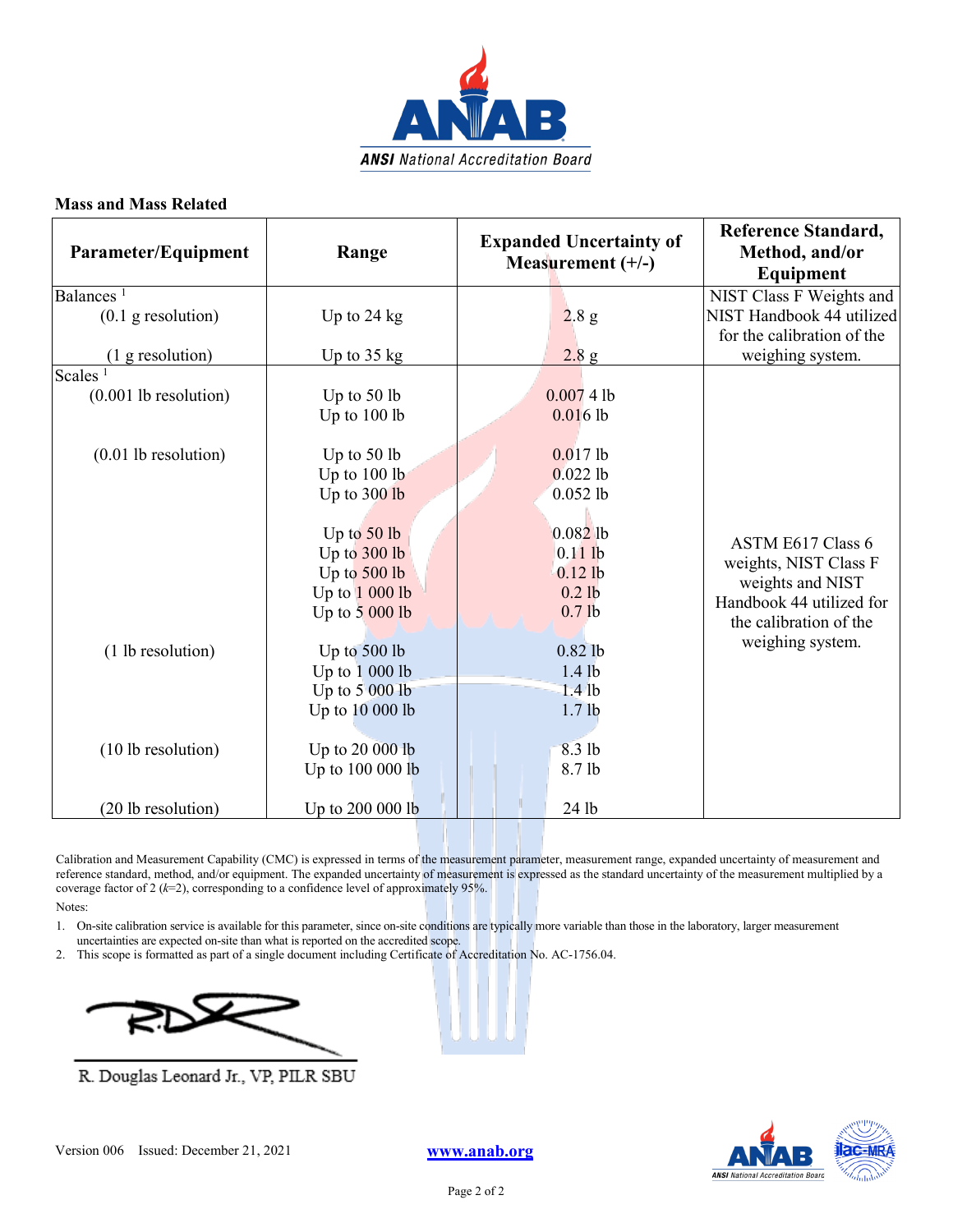## Mass and Mass Related

| Parameter/Equipment | Range | Expanded Uncertainty of Measurement (+/-) | Reference Standard, Method, and/or Equipment |
|---|---|---|---|
| Balances [1] | | | NIST Class F Weights and NIST Handbook 44 utilized for the calibration of the weighing system. |
| (0.1 g resolution) | Up to 24 kg | 2.8 g | |
| (1 g resolution) | Up to 35 kg | 2.8 g | |
| Scales [1] | | | ASTM E617 Class 6 weights, NIST Class F weights and NIST Handbook 44 utilized for the calibration of the weighing system. |
| (0.001 lb resolution) | Up to 50 lb | 0.007 4 lb | |
| | Up to 100 lb | 0.016 lb | |
| (0.01 lb resolution) | Up to 50 lb | 0.017 lb | |
| | Up to 100 lb | 0.022 lb | |
| | Up to 300 lb | 0.052 lb | |
| | Up to 50 lb | 0.082 lb | |
| | Up to 300 lb | 0.11 lb | |
| | Up to 500 lb | 0.12 lb | |
| | Up to 1 000 lb | 0.2 lb | |
| | Up to 5 000 lb | 0.7 lb | |
| (1 lb resolution) | Up to 500 lb | 0.82 lb | |
| | Up to 1 000 lb | 1.4 lb | |
| | Up to 5 000 lb | 1.4 lb | |
| | Up to 10 000 lb | 1.7 lb | |
| (10 lb resolution) | Up to 20 000 lb | 8.3 lb | |
| | Up to 100 000 lb | 8.7 lb | |
| (20 lb resolution) | Up to 200 000 lb | 24 lb | |

Calibration and Measurement Capability (CMC) is expressed in terms of the measurement parameter, measurement range, expanded uncertainty of measurement and reference standard, method, and/or equipment. The expanded uncertainty of measurement is expressed as the standard uncertainty of the measurement multiplied by a coverage factor of 2 ($k$=2), corresponding to a confidence level of approximately 95%.

Notes:

1. On-site calibration service is available for this parameter, since on-site conditions are typically more variable than those in the laboratory, larger measurement uncertainties are expected on-site than what is reported on the accredited scope.
2. This scope is formatted as part of a single document including Certificate of Accreditation No. AC-1756.04.

R. Douglas Leonard Jr., VP, PILR SBU

Version 006 Issued: December 21, 2021

www.anab.org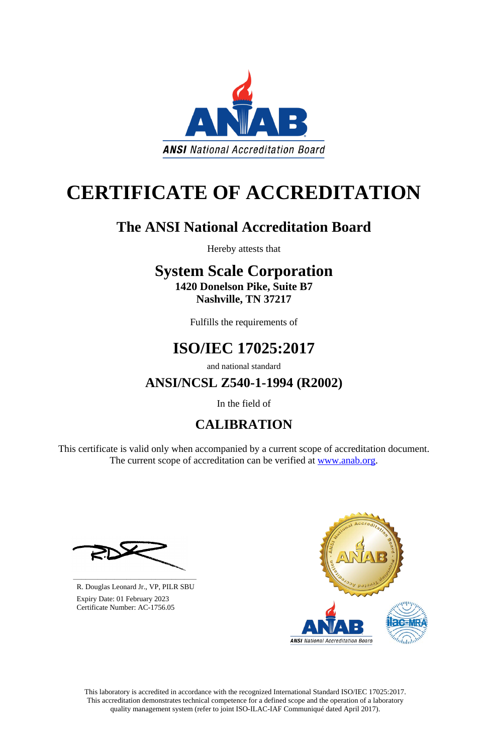ANSI National Accreditation Board

# CERTIFICATE OF ACCREDITATION

## The ANSI National Accreditation Board

Hereby attests that

## System Scale Corporation

**1420 Donelson Pike, Suite B7**
**Nashville, TN 37217**

Fulfills the requirements of

## ISO/IEC 17025:2017

and national standard

### ANSI/NCSL Z540-1-1994 (R2002)

In the field of

## CALIBRATION

This certificate is valid only when accompanied by a current scope of accreditation document. The current scope of accreditation can be verified at www.anab.org.

R. Douglas Leonard Jr., VP, PILR SBU
Expiry Date: 01 February 2023
Certificate Number: AC-1756.05

This laboratory is accredited in accordance with the recognized International Standard ISO/IEC 17025:2017. This accreditation demonstrates technical competence for a defined scope and the operation of a laboratory quality management system (refer to joint ISO-ILAC-IAF Communiqué dated April 2017).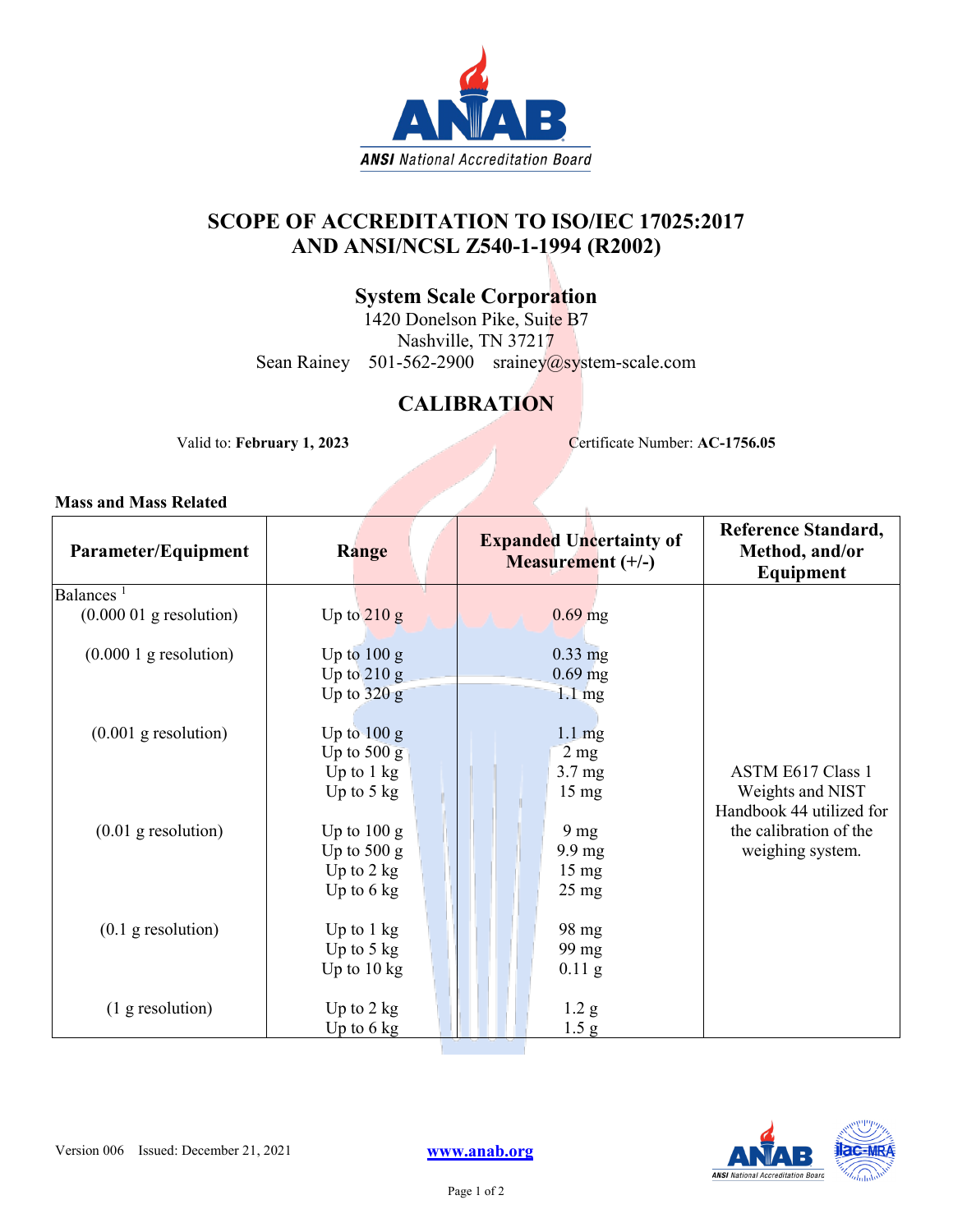# SCOPE OF ACCREDITATION TO ISO/IEC 17025:2017 AND ANSI/NCSL Z540-1-1994 (R2002)

## System Scale Corporation

1420 Donelson Pike, Suite B7
Nashville, TN 37217
Sean Rainey 501-562-2900 srainey@system-scale.com

## CALIBRATION

Valid to: **February 1, 2023** Certificate Number: **AC-1756.05**

**Mass and Mass Related**

| Parameter/Equipment | Range | Expanded Uncertainty of Measurement (+/-) | Reference Standard, Method, and/or Equipment |
|---|---|---|---|
| Balances [1] | | | |
| (0.000 01 g resolution) | Up to 210 g | 0.69 mg | ASTM E617 Class 1 Weights and NIST Handbook 44 utilized for the calibration of the weighing system. |
| (0.000 1 g resolution) | Up to 100 g | 0.33 mg | |
| | Up to 210 g | 0.69 mg | |
| | Up to 320 g | 1.1 mg | |
| (0.001 g resolution) | Up to 100 g | 1.1 mg | |
| | Up to 500 g | 2 mg | |
| | Up to 1 kg | 3.7 mg | |
| | Up to 5 kg | 15 mg | |
| (0.01 g resolution) | Up to 100 g | 9 mg | |
| | Up to 500 g | 9.9 mg | |
| | Up to 2 kg | 15 mg | |
| | Up to 6 kg | 25 mg | |
| (0.1 g resolution) | Up to 1 kg | 98 mg | |
| | Up to 5 kg | 99 mg | |
| | Up to 10 kg | 0.11 g | |
| (1 g resolution) | Up to 2 kg | 1.2 g | |
| | Up to 6 kg | 1.5 g | |

Version 006 Issued: December 21, 2021

www.anab.org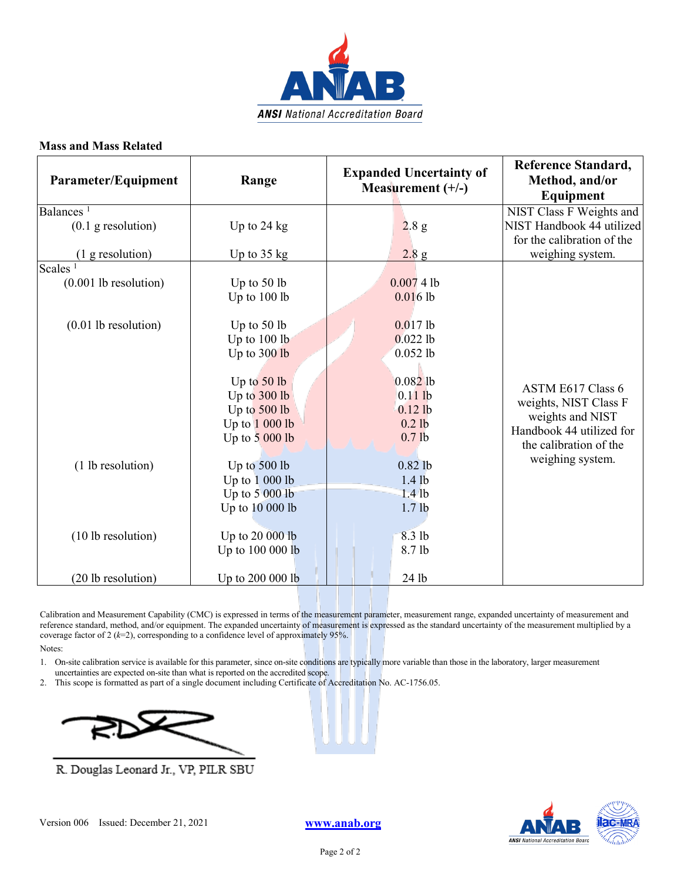### Mass and Mass Related

| Parameter/Equipment | Range | Expanded Uncertainty of Measurement (+/-) | Reference Standard, Method, and/or Equipment |
|---|---|---|---|
| Balances [1] | | | NIST Class F Weights and NIST Handbook 44 utilized for the calibration of the weighing system. |
| (0.1 g resolution) | Up to 24 kg | 2.8 g | |
| (1 g resolution) | Up to 35 kg | 2.8 g | |
| Scales [1] | | | ASTM E617 Class 6 weights, NIST Class F weights and NIST Handbook 44 utilized for the calibration of the weighing system. |
| (0.001 lb resolution) | Up to 50 lb | 0.007 4 lb | |
| | Up to 100 lb | 0.016 lb | |
| (0.01 lb resolution) | Up to 50 lb | 0.017 lb | |
| | Up to 100 lb | 0.022 lb | |
| | Up to 300 lb | 0.052 lb | |
| | Up to 50 lb | 0.082 lb | |
| | Up to 300 lb | 0.11 lb | |
| | Up to 500 lb | 0.12 lb | |
| | Up to 1 000 lb | 0.2 lb | |
| | Up to 5 000 lb | 0.7 lb | |
| (1 lb resolution) | Up to 500 lb | 0.82 lb | |
| | Up to 1 000 lb | 1.4 lb | |
| | Up to 5 000 lb | 1.4 lb | |
| | Up to 10 000 lb | 1.7 lb | |
| (10 lb resolution) | Up to 20 000 lb | 8.3 lb | |
| | Up to 100 000 lb | 8.7 lb | |
| (20 lb resolution) | Up to 200 000 lb | 24 lb | |

Calibration and Measurement Capability (CMC) is expressed in terms of the measurement parameter, measurement range, expanded uncertainty of measurement and reference standard, method, and/or equipment. The expanded uncertainty of measurement is expressed as the standard uncertainty of the measurement multiplied by a coverage factor of 2 ($k$=2), corresponding to a confidence level of approximately 95%.

Notes:

1. On-site calibration service is available for this parameter, since on-site conditions are typically more variable than those in the laboratory, larger measurement uncertainties are expected on-site than what is reported on the accredited scope.
2. This scope is formatted as part of a single document including Certificate of Accreditation No. AC-1756.05.

R. Douglas Leonard Jr., VP, PILR SBU

Version 006 Issued: December 21, 2021

www.anab.org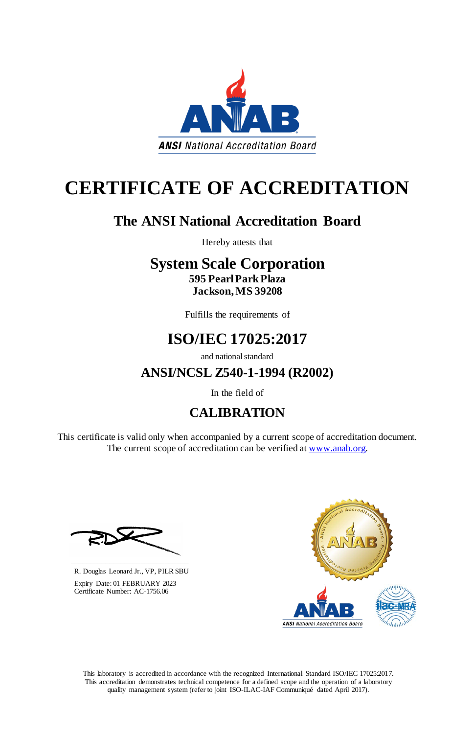ANSI National Accreditation Board

# CERTIFICATE OF ACCREDITATION

## The ANSI National Accreditation Board

Hereby attests that

## System Scale Corporation

**595 Pearl Park Plaza**
**Jackson, MS 39208**

Fulfills the requirements of

## ISO/IEC 17025:2017

and national standard

## ANSI/NCSL Z540-1-1994 (R2002)

In the field of

## CALIBRATION

This certificate is valid only when accompanied by a current scope of accreditation document.
The current scope of accreditation can be verified at www.anab.org.

R. Douglas Leonard Jr., VP, PILR SBU

Expiry Date: 01 FEBRUARY 2023
Certificate Number: AC-1756.06

This laboratory is accredited in accordance with the recognized International Standard ISO/IEC 17025:2017. This accreditation demonstrates technical competence for a defined scope and the operation of a laboratory quality management system (refer to joint ISO-ILAC-IAF Communiqué dated April 2017).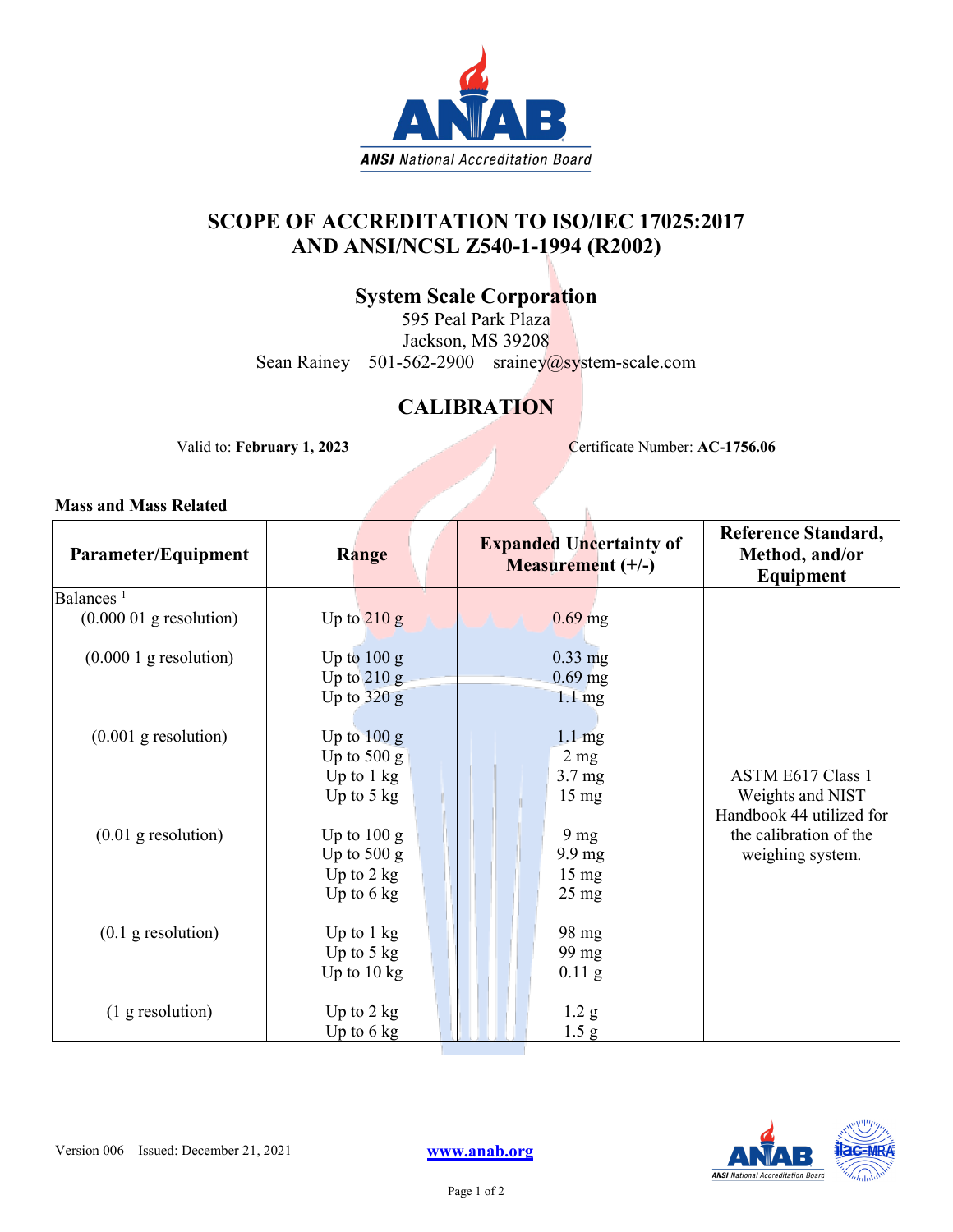# SCOPE OF ACCREDITATION TO ISO/IEC 17025:2017 AND ANSI/NCSL Z540-1-1994 (R2002)

## System Scale Corporation

595 Peal Park Plaza
Jackson, MS 39208
Sean Rainey 501-562-2900 srainey@system-scale.com

## CALIBRATION

Valid to: **February 1, 2023** Certificate Number: **AC-1756.06**

**Mass and Mass Related**

| Parameter/Equipment | Range | Expanded Uncertainty of Measurement (+/-) | Reference Standard, Method, and/or Equipment |
|---|---|---|---|
| Balances [1] | | | |
| (0.000 01 g resolution) | Up to 210 g | 0.69 mg | ASTM E617 Class 1 Weights and NIST Handbook 44 utilized for the calibration of the weighing system. |
| (0.000 1 g resolution) | Up to 100 g | 0.33 mg | |
| | Up to 210 g | 0.69 mg | |
| | Up to 320 g | 1.1 mg | |
| (0.001 g resolution) | Up to 100 g | 1.1 mg | |
| | Up to 500 g | 2 mg | |
| | Up to 1 kg | 3.7 mg | |
| | Up to 5 kg | 15 mg | |
| (0.01 g resolution) | Up to 100 g | 9 mg | |
| | Up to 500 g | 9.9 mg | |
| | Up to 2 kg | 15 mg | |
| | Up to 6 kg | 25 mg | |
| (0.1 g resolution) | Up to 1 kg | 98 mg | |
| | Up to 5 kg | 99 mg | |
| | Up to 10 kg | 0.11 g | |
| (1 g resolution) | Up to 2 kg | 1.2 g | |
| | Up to 6 kg | 1.5 g | |

Version 006 Issued: December 21, 2021 www.anab.org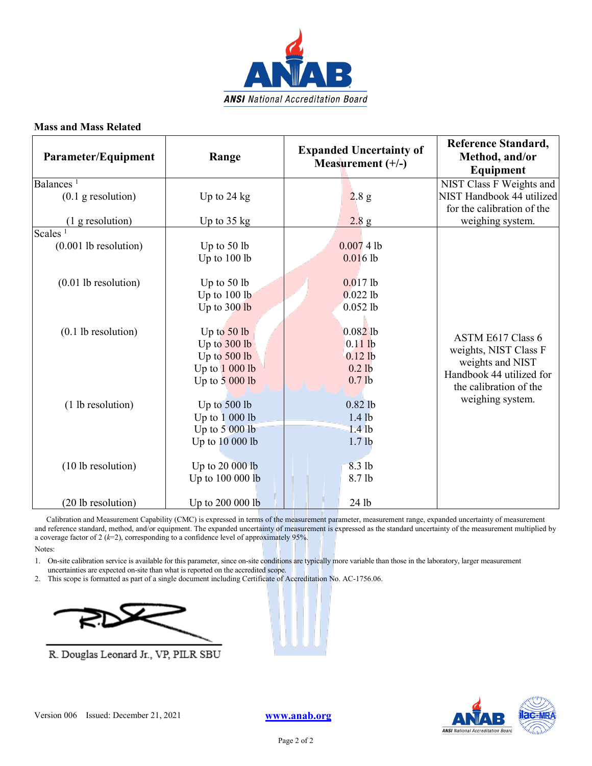**Mass and Mass Related**

| Parameter/Equipment | Range | Expanded Uncertainty of Measurement (+/-) | Reference Standard, Method, and/or Equipment |
|---|---|---|---|
| Balances [1] | | | NIST Class F Weights and NIST Handbook 44 utilized for the calibration of the weighing system. |
| (0.1 g resolution) | Up to 24 kg | 2.8 g | |
| (1 g resolution) | Up to 35 kg | 2.8 g | |
| Scales [1] | | | ASTM E617 Class 6 weights, NIST Class F weights and NIST Handbook 44 utilized for the calibration of the weighing system. |
| (0.001 lb resolution) | Up to 50 lb | 0.007 4 lb | |
| | Up to 100 lb | 0.016 lb | |
| (0.01 lb resolution) | Up to 50 lb | 0.017 lb | |
| | Up to 100 lb | 0.022 lb | |
| | Up to 300 lb | 0.052 lb | |
| (0.1 lb resolution) | Up to 50 lb | 0.082 lb | |
| | Up to 300 lb | 0.11 lb | |
| | Up to 500 lb | 0.12 lb | |
| | Up to 1 000 lb | 0.2 lb | |
| | Up to 5 000 lb | 0.7 lb | |
| (1 lb resolution) | Up to 500 lb | 0.82 lb | |
| | Up to 1 000 lb | 1.4 lb | |
| | Up to 5 000 lb | 1.4 lb | |
| | Up to 10 000 lb | 1.7 lb | |
| (10 lb resolution) | Up to 20 000 lb | 8.3 lb | |
| | Up to 100 000 lb | 8.7 lb | |
| (20 lb resolution) | Up to 200 000 lb | 24 lb | |

Calibration and Measurement Capability (CMC) is expressed in terms of the measurement parameter, measurement range, expanded uncertainty of measurement and reference standard, method, and/or equipment. The expanded uncertainty of measurement is expressed as the standard uncertainty of the measurement multiplied by a coverage factor of 2 ($k$=2), corresponding to a confidence level of approximately 95%.

Notes:

1. On-site calibration service is available for this parameter, since on-site conditions are typically more variable than those in the laboratory, larger measurement uncertainties are expected on-site than what is reported on the accredited scope.
2. This scope is formatted as part of a single document including Certificate of Accreditation No. AC-1756.06.

R. Douglas Leonard Jr., VP, PILR SBU

Version 006 Issued: December 21, 2021

www.anab.org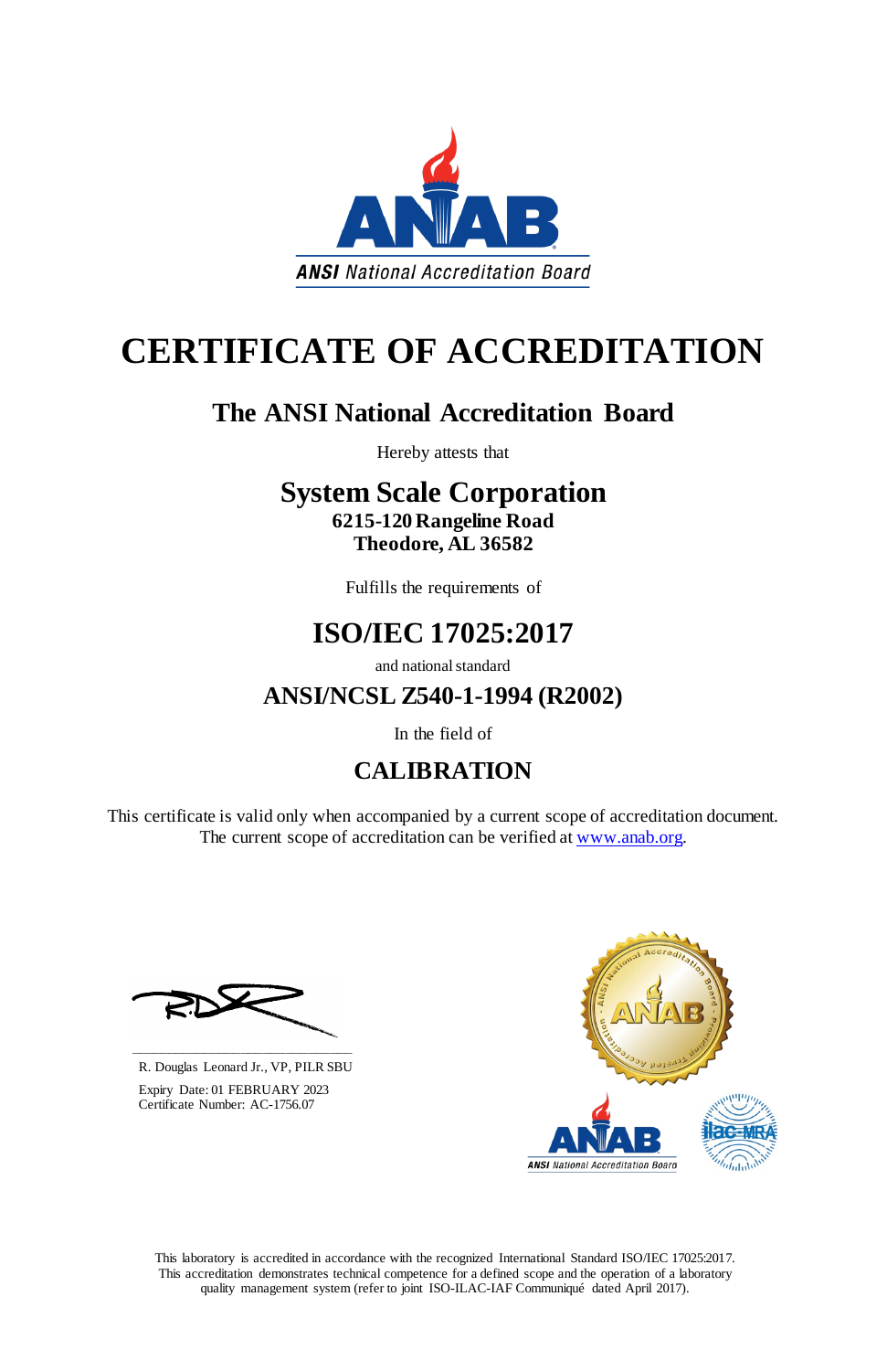ANAB

*ANSI National Accreditation Board*

# CERTIFICATE OF ACCREDITATION

## The ANSI National Accreditation Board

Hereby attests that

## System Scale Corporation

**6215-120 Rangeline Road**
**Theodore, AL 36582**

Fulfills the requirements of

## ISO/IEC 17025:2017

and national standard

## ANSI/NCSL Z540-1-1994 (R2002)

In the field of

## CALIBRATION

This certificate is valid only when accompanied by a current scope of accreditation document. The current scope of accreditation can be verified at www.anab.org.

R. Douglas Leonard Jr., VP, PILR SBU

Expiry Date: 01 FEBRUARY 2023
Certificate Number: AC-1756.07

This laboratory is accredited in accordance with the recognized International Standard ISO/IEC 17025:2017. This accreditation demonstrates technical competence for a defined scope and the operation of a laboratory quality management system (refer to joint ISO-ILAC-IAF Communiqué dated April 2017).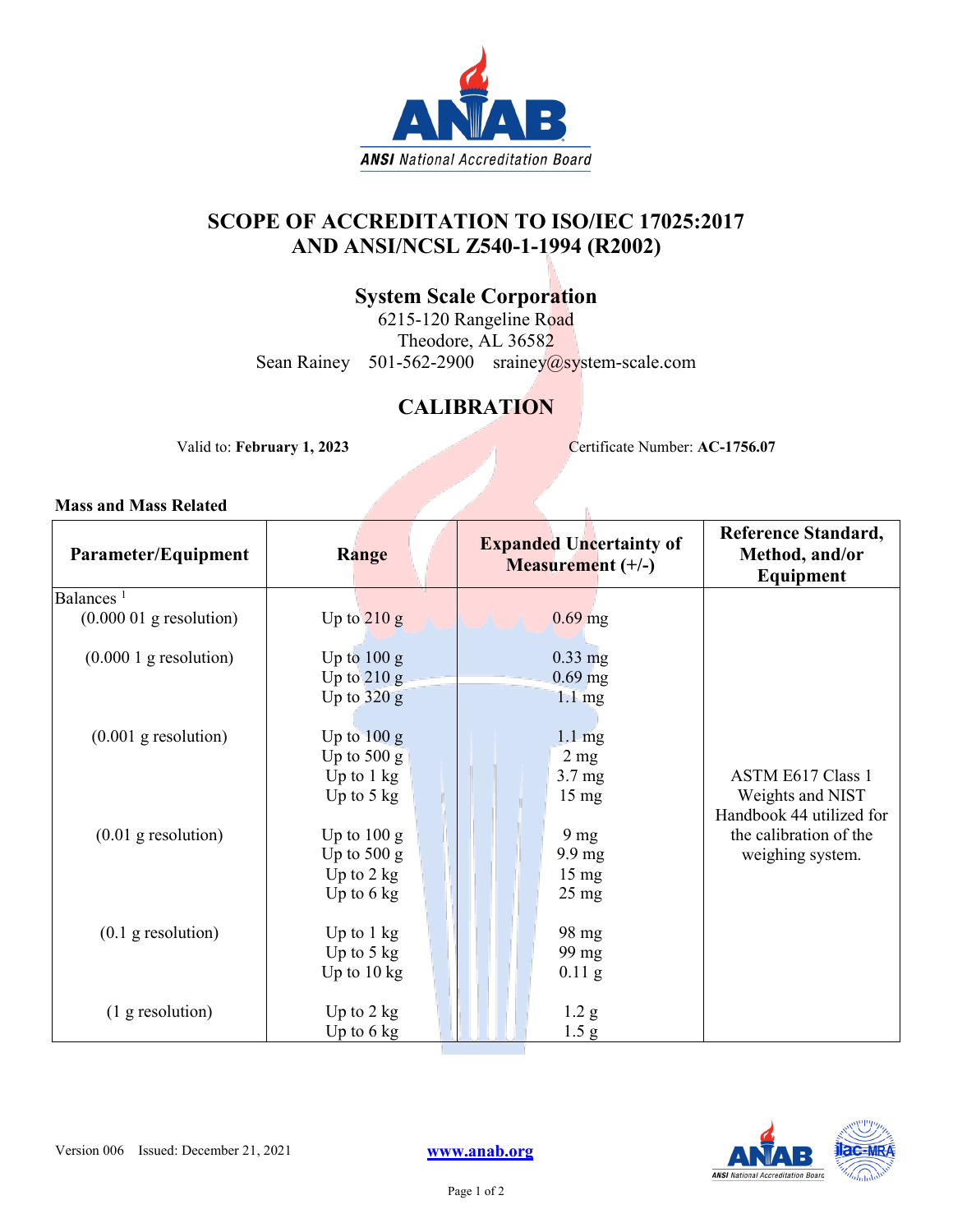# SCOPE OF ACCREDITATION TO ISO/IEC 17025:2017 AND ANSI/NCSL Z540-1-1994 (R2002)

## System Scale Corporation

6215-120 Rangeline Road
Theodore, AL 36582
Sean Rainey 501-562-2900 srainey@system-scale.com

## CALIBRATION

Valid to: **February 1, 2023** Certificate Number: **AC-1756.07**

**Mass and Mass Related**

| Parameter/Equipment | Range | Expanded Uncertainty of Measurement (+/-) | Reference Standard, Method, and/or Equipment |
|---|---|---|---|
| Balances [1] | | | |
| (0.000 01 g resolution) | Up to 210 g | 0.69 mg | ASTM E617 Class 1 Weights and NIST Handbook 44 utilized for the calibration of the weighing system. |
| (0.000 1 g resolution) | Up to 100 g | 0.33 mg | |
| | Up to 210 g | 0.69 mg | |
| | Up to 320 g | 1.1 mg | |
| (0.001 g resolution) | Up to 100 g | 1.1 mg | |
| | Up to 500 g | 2 mg | |
| | Up to 1 kg | 3.7 mg | |
| | Up to 5 kg | 15 mg | |
| (0.01 g resolution) | Up to 100 g | 9 mg | |
| | Up to 500 g | 9.9 mg | |
| | Up to 2 kg | 15 mg | |
| | Up to 6 kg | 25 mg | |
| (0.1 g resolution) | Up to 1 kg | 98 mg | |
| | Up to 5 kg | 99 mg | |
| | Up to 10 kg | 0.11 g | |
| (1 g resolution) | Up to 2 kg | 1.2 g | |
| | Up to 6 kg | 1.5 g | |

Version 006 Issued: December 21, 2021

www.anab.org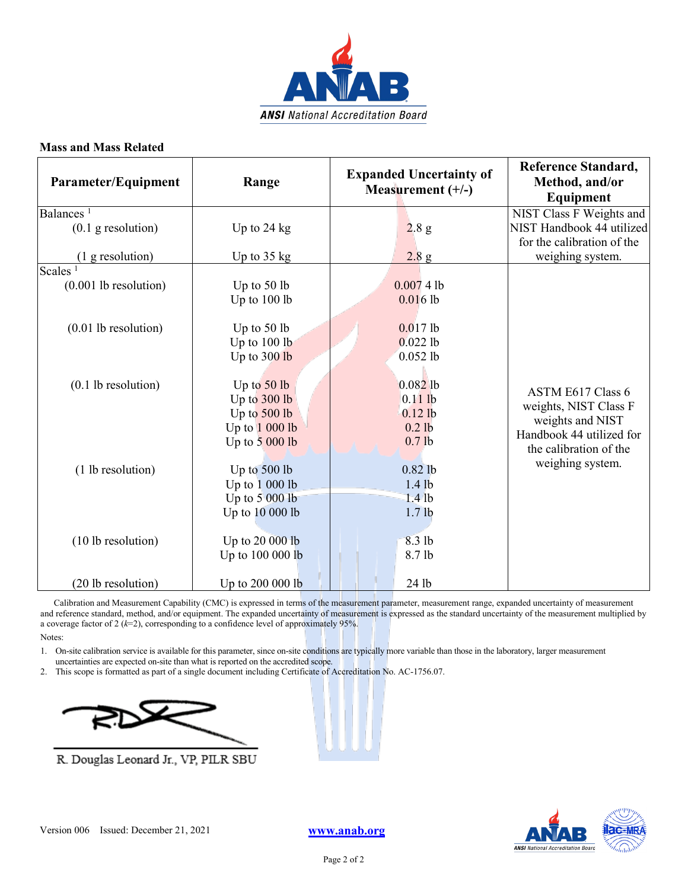**Mass and Mass Related**

| Parameter/Equipment | Range | Expanded Uncertainty of Measurement (+/-) | Reference Standard, Method, and/or Equipment |
|---|---|---|---|
| Balances [1] | | | NIST Class F Weights and NIST Handbook 44 utilized for the calibration of the weighing system. |
| (0.1 g resolution) | Up to 24 kg | 2.8 g | |
| (1 g resolution) | Up to 35 kg | 2.8 g | |
| Scales [1] | | | ASTM E617 Class 6 weights, NIST Class F weights and NIST Handbook 44 utilized for the calibration of the weighing system. |
| (0.001 lb resolution) | Up to 50 lb | 0.007 4 lb | |
| | Up to 100 lb | 0.016 lb | |
| (0.01 lb resolution) | Up to 50 lb | 0.017 lb | |
| | Up to 100 lb | 0.022 lb | |
| | Up to 300 lb | 0.052 lb | |
| (0.1 lb resolution) | Up to 50 lb | 0.082 lb | |
| | Up to 300 lb | 0.11 lb | |
| | Up to 500 lb | 0.12 lb | |
| | Up to 1 000 lb | 0.2 lb | |
| | Up to 5 000 lb | 0.7 lb | |
| (1 lb resolution) | Up to 500 lb | 0.82 lb | |
| | Up to 1 000 lb | 1.4 lb | |
| | Up to 5 000 lb | 1.4 lb | |
| | Up to 10 000 lb | 1.7 lb | |
| (10 lb resolution) | Up to 20 000 lb | 8.3 lb | |
| | Up to 100 000 lb | 8.7 lb | |
| (20 lb resolution) | Up to 200 000 lb | 24 lb | |

Calibration and Measurement Capability (CMC) is expressed in terms of the measurement parameter, measurement range, expanded uncertainty of measurement and reference standard, method, and/or equipment. The expanded uncertainty of measurement is expressed as the standard uncertainty of the measurement multiplied by a coverage factor of 2 ($k$=2), corresponding to a confidence level of approximately 95%.

Notes:

1. On-site calibration service is available for this parameter, since on-site conditions are typically more variable than those in the laboratory, larger measurement uncertainties are expected on-site than what is reported on the accredited scope.
2. This scope is formatted as part of a single document including Certificate of Accreditation No. AC-1756.07.

R. Douglas Leonard Jr., VP, PILR SBU

Version 006 Issued: December 21, 2021

www.anab.org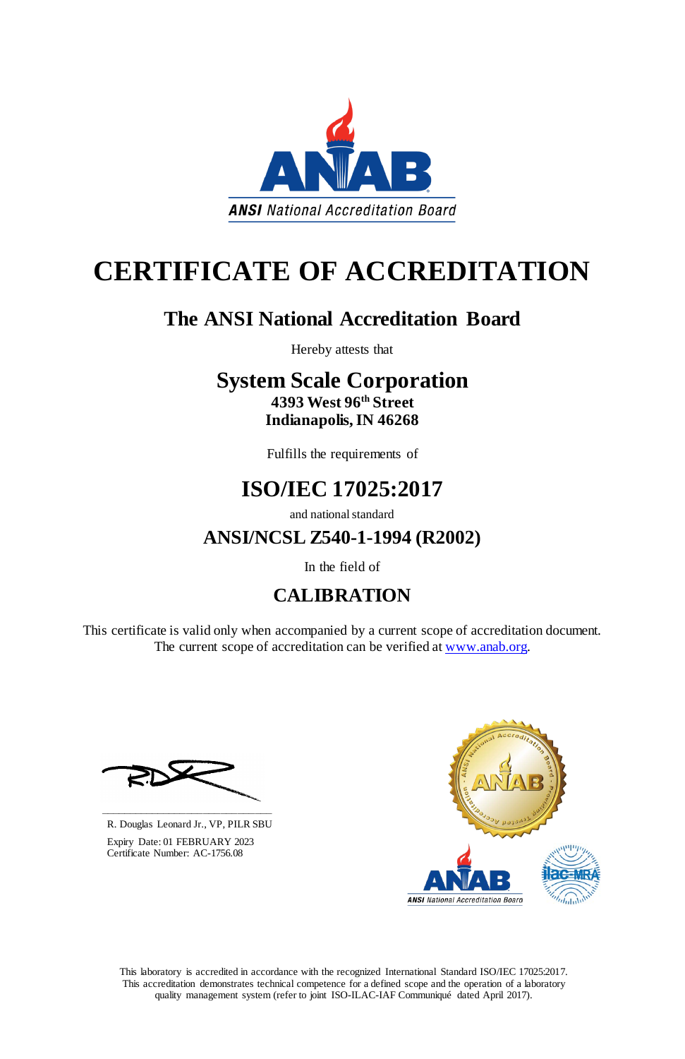ANSI National Accreditation Board

# CERTIFICATE OF ACCREDITATION

## The ANSI National Accreditation Board

Hereby attests that

## System Scale Corporation

**4393 West 96th Street**
**Indianapolis, IN 46268**

Fulfills the requirements of

## ISO/IEC 17025:2017

and national standard

## ANSI/NCSL Z540-1-1994 (R2002)

In the field of

## CALIBRATION

This certificate is valid only when accompanied by a current scope of accreditation document. The current scope of accreditation can be verified at www.anab.org.

R. Douglas Leonard Jr., VP, PILR SBU

Expiry Date: 01 FEBRUARY 2023
Certificate Number: AC-1756.08

This laboratory is accredited in accordance with the recognized International Standard ISO/IEC 17025:2017. This accreditation demonstrates technical competence for a defined scope and the operation of a laboratory quality management system (refer to joint ISO-ILAC-IAF Communiqué dated April 2017).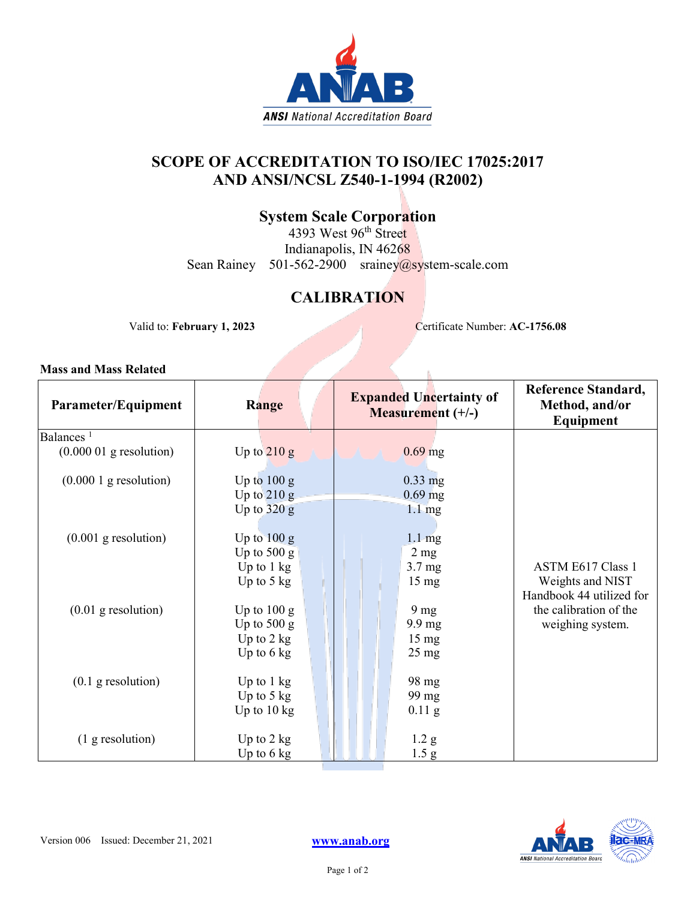# SCOPE OF ACCREDITATION TO ISO/IEC 17025:2017 AND ANSI/NCSL Z540-1-1994 (R2002)

## System Scale Corporation

4393 West 96th Street
Indianapolis, IN 46268
Sean Rainey  501-562-2900  srainey@system-scale.com

## CALIBRATION

Valid to: **February 1, 2023**  Certificate Number: **AC-1756.08**

### Mass and Mass Related

| Parameter/Equipment | Range | Expanded Uncertainty of Measurement (+/-) | Reference Standard, Method, and/or Equipment |
|---|---|---|---|
| Balances [1] | | | |
| (0.000 01 g resolution) | Up to 210 g | 0.69 mg | ASTM E617 Class 1 Weights and NIST Handbook 44 utilized for the calibration of the weighing system. |
| (0.000 1 g resolution) | Up to 100 g | 0.33 mg | |
| | Up to 210 g | 0.69 mg | |
| | Up to 320 g | 1.1 mg | |
| (0.001 g resolution) | Up to 100 g | 1.1 mg | |
| | Up to 500 g | 2 mg | |
| | Up to 1 kg | 3.7 mg | |
| | Up to 5 kg | 15 mg | |
| (0.01 g resolution) | Up to 100 g | 9 mg | |
| | Up to 500 g | 9.9 mg | |
| | Up to 2 kg | 15 mg | |
| | Up to 6 kg | 25 mg | |
| (0.1 g resolution) | Up to 1 kg | 98 mg | |
| | Up to 5 kg | 99 mg | |
| | Up to 10 kg | 0.11 g | |
| (1 g resolution) | Up to 2 kg | 1.2 g | |
| | Up to 6 kg | 1.5 g | |

Version 006  Issued: December 21, 2021

www.anab.org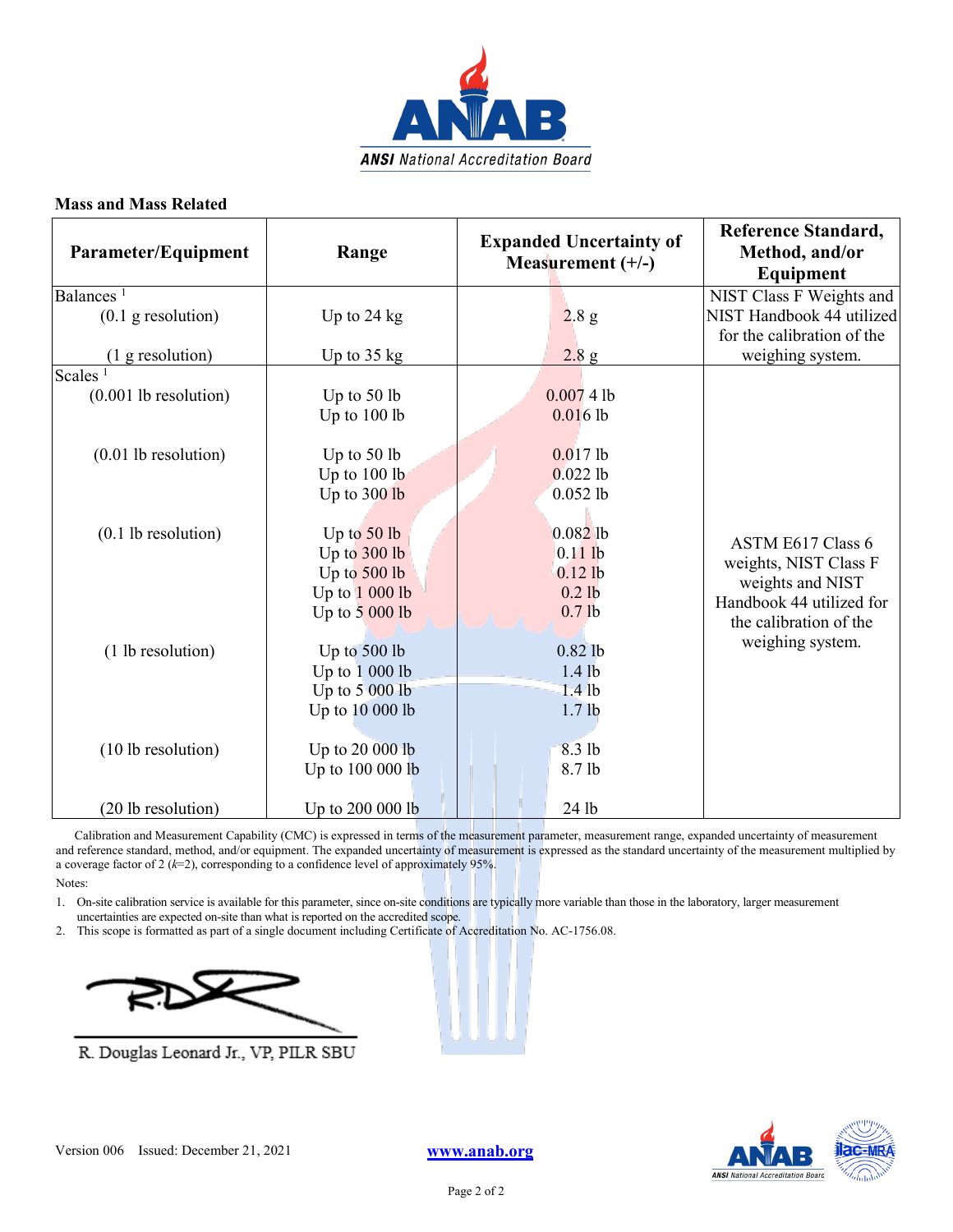## Mass and Mass Related

| Parameter/Equipment | Range | Expanded Uncertainty of Measurement (+/-) | Reference Standard, Method, and/or Equipment |
|---|---|---|---|
| Balances [1] | | | NIST Class F Weights and NIST Handbook 44 utilized for the calibration of the weighing system. |
| (0.1 g resolution) | Up to 24 kg | 2.8 g | |
| (1 g resolution) | Up to 35 kg | 2.8 g | |
| Scales [1] | | | ASTM E617 Class 6 weights, NIST Class F weights and NIST Handbook 44 utilized for the calibration of the weighing system. |
| (0.001 lb resolution) | Up to 50 lb | 0.007 4 lb | |
| | Up to 100 lb | 0.016 lb | |
| (0.01 lb resolution) | Up to 50 lb | 0.017 lb | |
| | Up to 100 lb | 0.022 lb | |
| | Up to 300 lb | 0.052 lb | |
| (0.1 lb resolution) | Up to 50 lb | 0.082 lb | |
| | Up to 300 lb | 0.11 lb | |
| | Up to 500 lb | 0.12 lb | |
| | Up to 1 000 lb | 0.2 lb | |
| | Up to 5 000 lb | 0.7 lb | |
| (1 lb resolution) | Up to 500 lb | 0.82 lb | |
| | Up to 1 000 lb | 1.4 lb | |
| | Up to 5 000 lb | 1.4 lb | |
| | Up to 10 000 lb | 1.7 lb | |
| (10 lb resolution) | Up to 20 000 lb | 8.3 lb | |
| | Up to 100 000 lb | 8.7 lb | |
| (20 lb resolution) | Up to 200 000 lb | 24 lb | |

Calibration and Measurement Capability (CMC) is expressed in terms of the measurement parameter, measurement range, expanded uncertainty of measurement and reference standard, method, and/or equipment. The expanded uncertainty of measurement is expressed as the standard uncertainty of the measurement multiplied by a coverage factor of 2 ($k$=2), corresponding to a confidence level of approximately 95%.

Notes:

1. On-site calibration service is available for this parameter, since on-site conditions are typically more variable than those in the laboratory, larger measurement uncertainties are expected on-site than what is reported on the accredited scope.
2. This scope is formatted as part of a single document including Certificate of Accreditation No. AC-1756.08.

R. Douglas Leonard Jr., VP, PILR SBU

Version 006 Issued: December 21, 2021

www.anab.org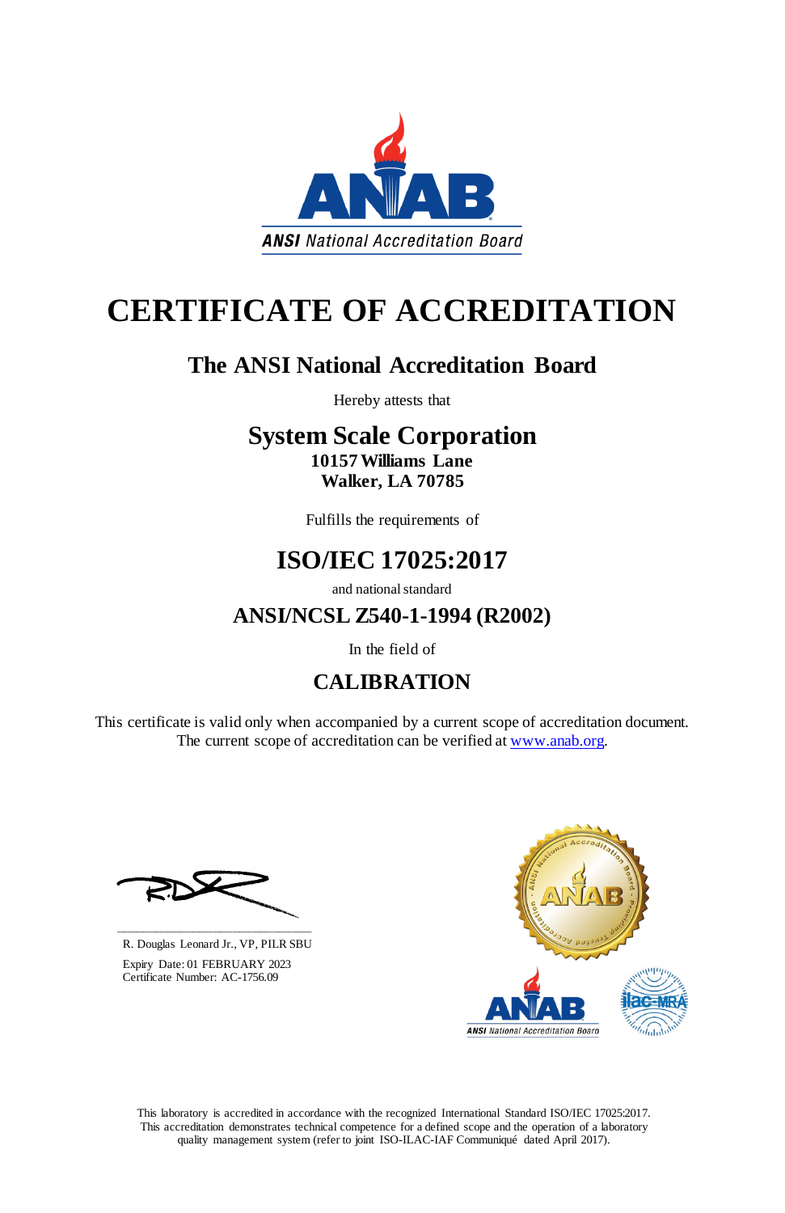ANAB

ANSI National Accreditation Board

# CERTIFICATE OF ACCREDITATION

## The ANSI National Accreditation Board

Hereby attests that

## System Scale Corporation

**10157 Williams Lane**
**Walker, LA 70785**

Fulfills the requirements of

## ISO/IEC 17025:2017

and national standard

## ANSI/NCSL Z540-1-1994 (R2002)

In the field of

## CALIBRATION

This certificate is valid only when accompanied by a current scope of accreditation document. The current scope of accreditation can be verified at www.anab.org.

R. Douglas Leonard Jr., VP, PILR SBU

Expiry Date: 01 FEBRUARY 2023
Certificate Number: AC-1756.09

This laboratory is accredited in accordance with the recognized International Standard ISO/IEC 17025:2017. This accreditation demonstrates technical competence for a defined scope and the operation of a laboratory quality management system (refer to joint ISO-ILAC-IAF Communiqué dated April 2017).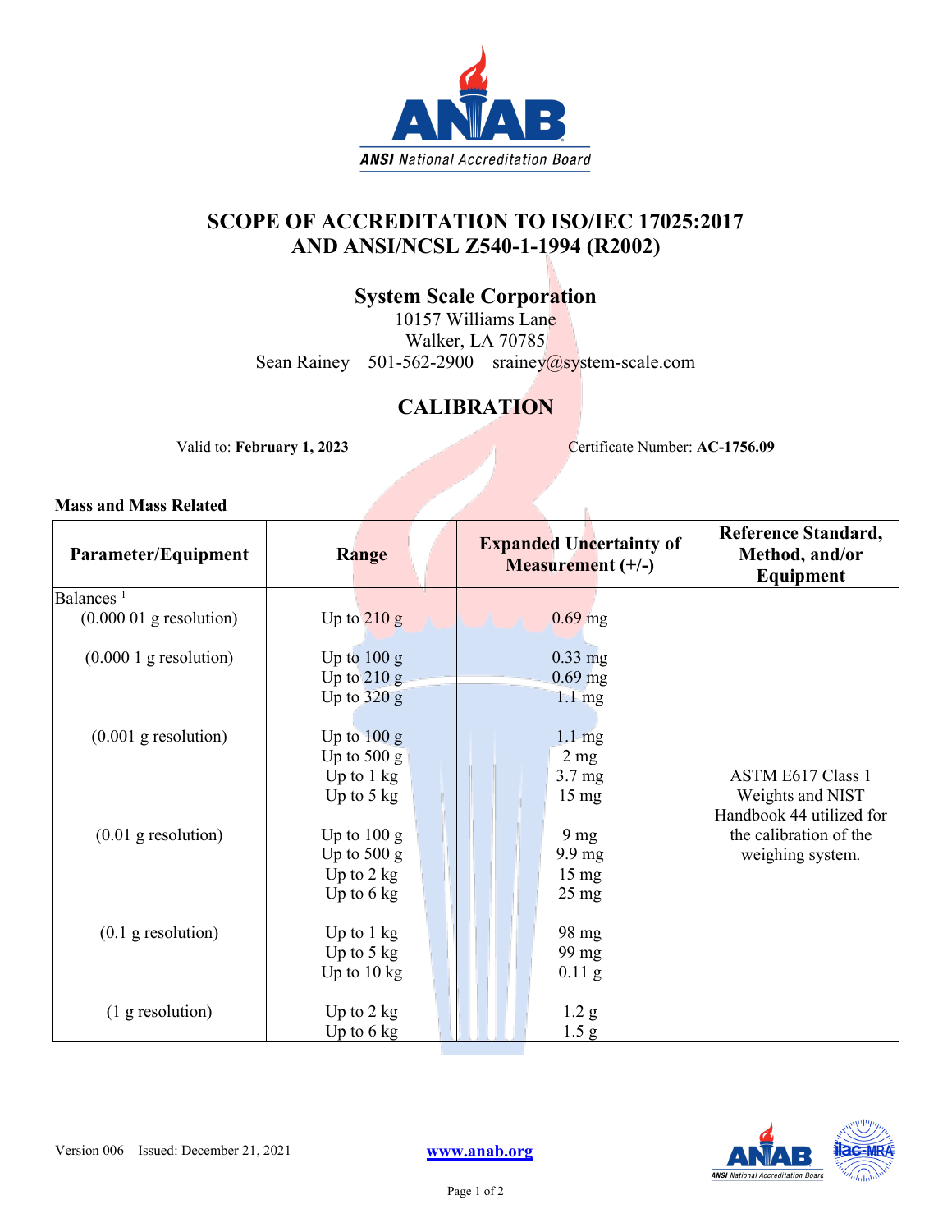# SCOPE OF ACCREDITATION TO ISO/IEC 17025:2017 AND ANSI/NCSL Z540-1-1994 (R2002)

## System Scale Corporation

10157 Williams Lane
Walker, LA 70785
Sean Rainey 501-562-2900 srainey@system-scale.com

## CALIBRATION

Valid to: **February 1, 2023** Certificate Number: **AC-1756.09**

**Mass and Mass Related**

| Parameter/Equipment | Range | Expanded Uncertainty of Measurement (+/-) | Reference Standard, Method, and/or Equipment |
|---|---|---|---|
| Balances [1] | | | |
| (0.000 01 g resolution) | Up to 210 g | 0.69 mg | ASTM E617 Class 1 Weights and NIST Handbook 44 utilized for the calibration of the weighing system. |
| (0.000 1 g resolution) | Up to 100 g<br>Up to 210 g<br>Up to 320 g | 0.33 mg<br>0.69 mg<br>1.1 mg | |
| (0.001 g resolution) | Up to 100 g<br>Up to 500 g<br>Up to 1 kg<br>Up to 5 kg | 1.1 mg<br>2 mg<br>3.7 mg<br>15 mg | |
| (0.01 g resolution) | Up to 100 g<br>Up to 500 g<br>Up to 2 kg<br>Up to 6 kg | 9 mg<br>9.9 mg<br>15 mg<br>25 mg | |
| (0.1 g resolution) | Up to 1 kg<br>Up to 5 kg<br>Up to 10 kg | 98 mg<br>99 mg<br>0.11 g | |
| (1 g resolution) | Up to 2 kg<br>Up to 6 kg | 1.2 g<br>1.5 g | |

Version 006 Issued: December 21, 2021 www.anab.org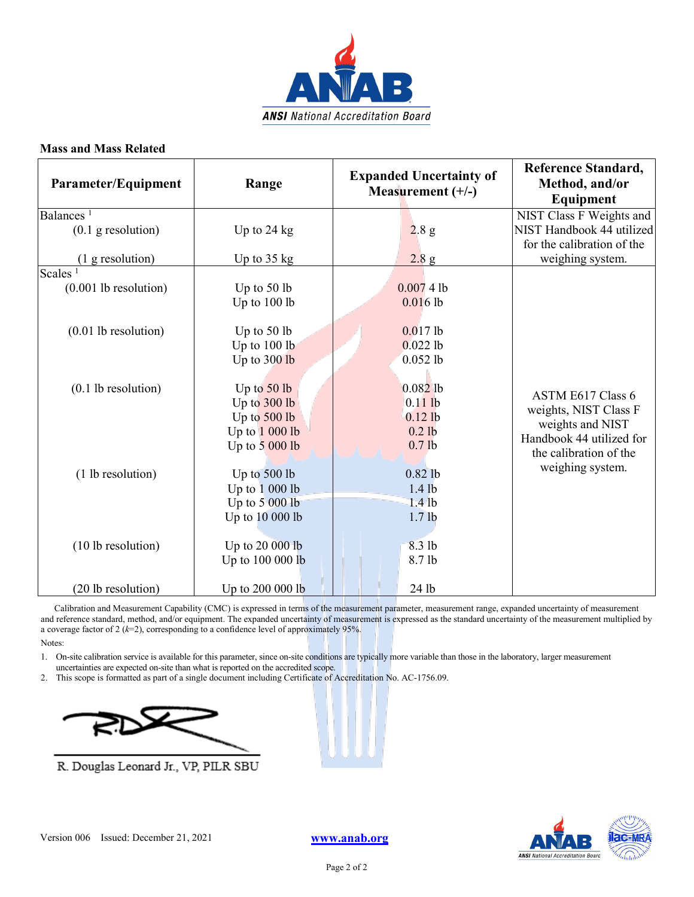## Mass and Mass Related

| Parameter/Equipment | Range | Expanded Uncertainty of Measurement (+/-) | Reference Standard, Method, and/or Equipment |
|---|---|---|---|
| Balances [1] | | | NIST Class F Weights and NIST Handbook 44 utilized for the calibration of the weighing system. |
| (0.1 g resolution) | Up to 24 kg | 2.8 g | |
| (1 g resolution) | Up to 35 kg | 2.8 g | |
| Scales [1] | | | ASTM E617 Class 6 weights, NIST Class F weights and NIST Handbook 44 utilized for the calibration of the weighing system. |
| (0.001 lb resolution) | Up to 50 lb | 0.007 4 lb | |
| | Up to 100 lb | 0.016 lb | |
| (0.01 lb resolution) | Up to 50 lb | 0.017 lb | |
| | Up to 100 lb | 0.022 lb | |
| | Up to 300 lb | 0.052 lb | |
| (0.1 lb resolution) | Up to 50 lb | 0.082 lb | |
| | Up to 300 lb | 0.11 lb | |
| | Up to 500 lb | 0.12 lb | |
| | Up to 1 000 lb | 0.2 lb | |
| | Up to 5 000 lb | 0.7 lb | |
| (1 lb resolution) | Up to 500 lb | 0.82 lb | |
| | Up to 1 000 lb | 1.4 lb | |
| | Up to 5 000 lb | 1.4 lb | |
| | Up to 10 000 lb | 1.7 lb | |
| (10 lb resolution) | Up to 20 000 lb | 8.3 lb | |
| | Up to 100 000 lb | 8.7 lb | |
| (20 lb resolution) | Up to 200 000 lb | 24 lb | |

Calibration and Measurement Capability (CMC) is expressed in terms of the measurement parameter, measurement range, expanded uncertainty of measurement and reference standard, method, and/or equipment. The expanded uncertainty of measurement is expressed as the standard uncertainty of the measurement multiplied by a coverage factor of 2 ($k$=2), corresponding to a confidence level of approximately 95%.

Notes:

1. On-site calibration service is available for this parameter, since on-site conditions are typically more variable than those in the laboratory, larger measurement uncertainties are expected on-site than what is reported on the accredited scope.
2. This scope is formatted as part of a single document including Certificate of Accreditation No. AC-1756.09.

R. Douglas Leonard Jr., VP, PILR SBU

Version 006 Issued: December 21, 2021

www.anab.org